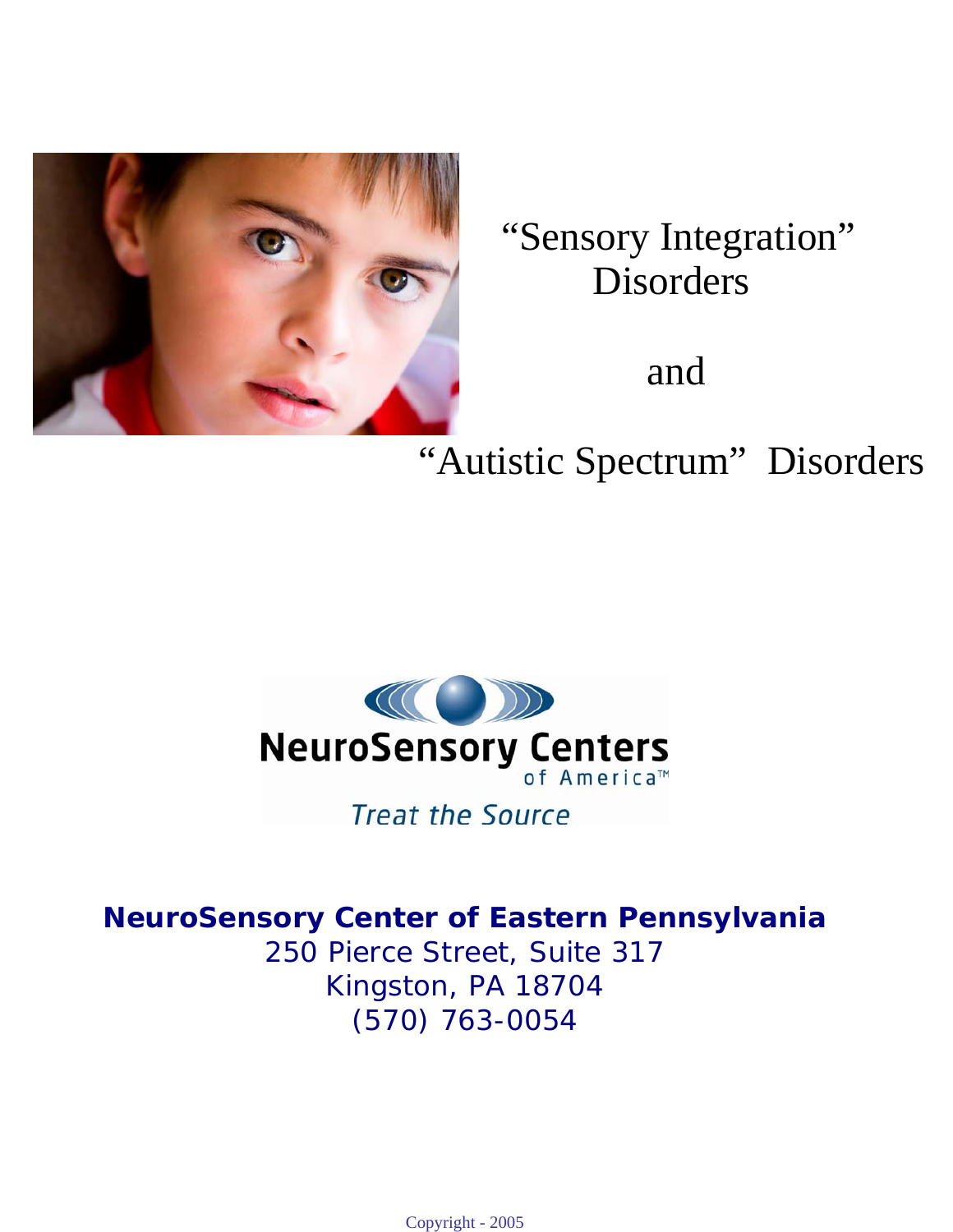# "Sensory Integration" Disorders

and

# "Autistic Spectrum" Disorders

NeuroSensory Centers of America™

*Treat the Source*

**NeuroSensory Center of Eastern Pennsylvania**

250 Pierce Street, Suite 317

Kingston, PA 18704

(570) 763-0054

Copyright - 2005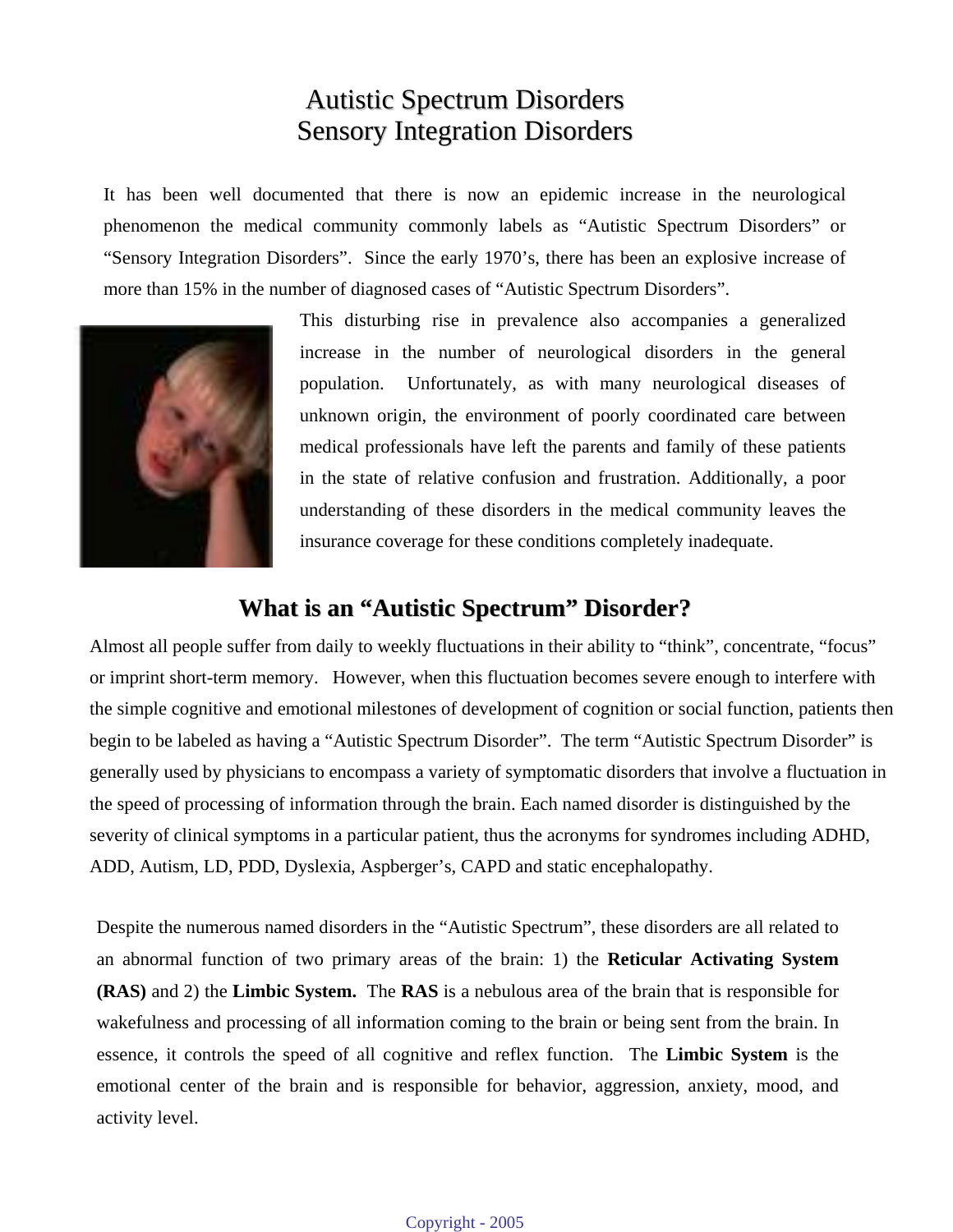# Autistic Spectrum Disorders
# Sensory Integration Disorders

It has been well documented that there is now an epidemic increase in the neurological phenomenon the medical community commonly labels as "Autistic Spectrum Disorders" or "Sensory Integration Disorders". Since the early 1970's, there has been an explosive increase of more than 15% in the number of diagnosed cases of "Autistic Spectrum Disorders".

This disturbing rise in prevalence also accompanies a generalized increase in the number of neurological disorders in the general population. Unfortunately, as with many neurological diseases of unknown origin, the environment of poorly coordinated care between medical professionals have left the parents and family of these patients in the state of relative confusion and frustration. Additionally, a poor understanding of these disorders in the medical community leaves the insurance coverage for these conditions completely inadequate.

## What is an "Autistic Spectrum" Disorder?

Almost all people suffer from daily to weekly fluctuations in their ability to "think", concentrate, "focus" or imprint short-term memory. However, when this fluctuation becomes severe enough to interfere with the simple cognitive and emotional milestones of development of cognition or social function, patients then begin to be labeled as having a "Autistic Spectrum Disorder". The term "Autistic Spectrum Disorder" is generally used by physicians to encompass a variety of symptomatic disorders that involve a fluctuation in the speed of processing of information through the brain. Each named disorder is distinguished by the severity of clinical symptoms in a particular patient, thus the acronyms for syndromes including ADHD, ADD, Autism, LD, PDD, Dyslexia, Aspberger's, CAPD and static encephalopathy.

Despite the numerous named disorders in the "Autistic Spectrum", these disorders are all related to an abnormal function of two primary areas of the brain: 1) the **Reticular Activating System (RAS)** and 2) the **Limbic System.** The **RAS** is a nebulous area of the brain that is responsible for wakefulness and processing of all information coming to the brain or being sent from the brain. In essence, it controls the speed of all cognitive and reflex function. The **Limbic System** is the emotional center of the brain and is responsible for behavior, aggression, anxiety, mood, and activity level.

Copyright - 2005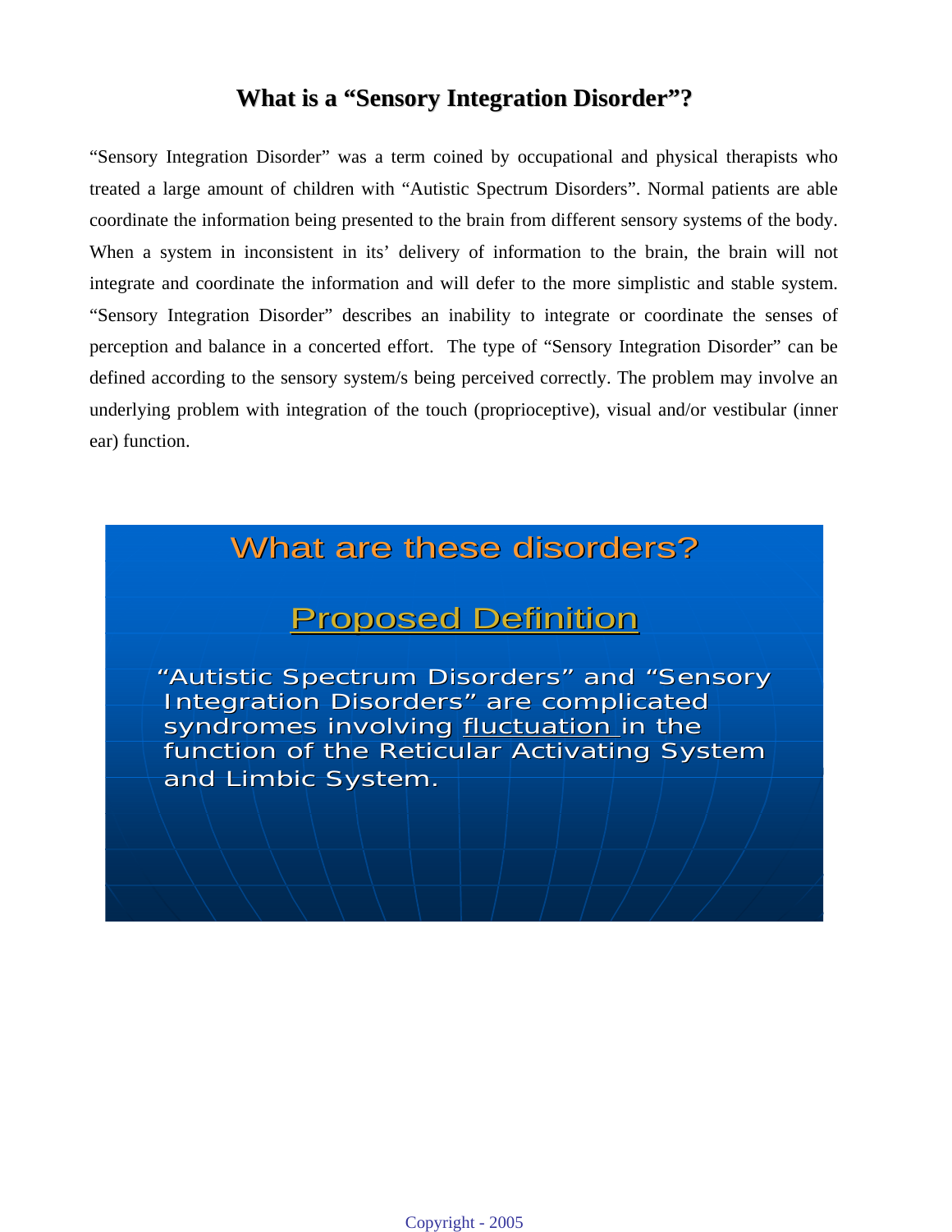# What is a "Sensory Integration Disorder"?

"Sensory Integration Disorder" was a term coined by occupational and physical therapists who treated a large amount of children with "Autistic Spectrum Disorders". Normal patients are able coordinate the information being presented to the brain from different sensory systems of the body. When a system in inconsistent in its' delivery of information to the brain, the brain will not integrate and coordinate the information and will defer to the more simplistic and stable system. "Sensory Integration Disorder" describes an inability to integrate or coordinate the senses of perception and balance in a concerted effort. The type of "Sensory Integration Disorder" can be defined according to the sensory system/s being perceived correctly. The problem may involve an underlying problem with integration of the touch (proprioceptive), visual and/or vestibular (inner ear) function.

## What are these disorders?

### Proposed Definition

"Autistic Spectrum Disorders" and "Sensory Integration Disorders" are complicated syndromes involving fluctuation in the function of the Reticular Activating System and Limbic System.

Copyright - 2005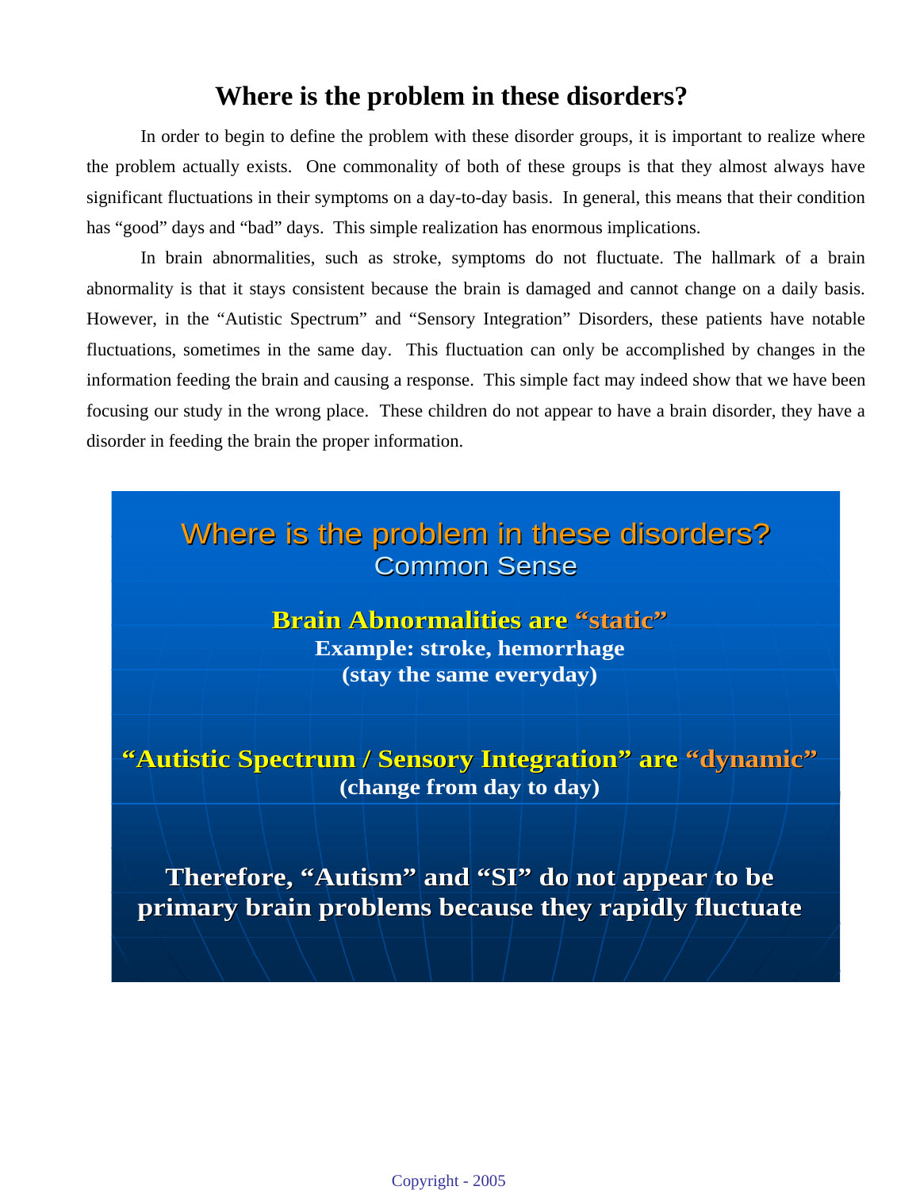# Where is the problem in these disorders?

In order to begin to define the problem with these disorder groups, it is important to realize where the problem actually exists. One commonality of both of these groups is that they almost always have significant fluctuations in their symptoms on a day-to-day basis. In general, this means that their condition has "good" days and "bad" days. This simple realization has enormous implications.

In brain abnormalities, such as stroke, symptoms do not fluctuate. The hallmark of a brain abnormality is that it stays consistent because the brain is damaged and cannot change on a daily basis. However, in the "Autistic Spectrum" and "Sensory Integration" Disorders, these patients have notable fluctuations, sometimes in the same day. This fluctuation can only be accomplished by changes in the information feeding the brain and causing a response. This simple fact may indeed show that we have been focusing our study in the wrong place. These children do not appear to have a brain disorder, they have a disorder in feeding the brain the proper information.

## Where is the problem in these disorders?

Common Sense

**Brain Abnormalities are "static"**
**Example: stroke, hemorrhage**
**(stay the same everyday)**

**"Autistic Spectrum / Sensory Integration" are "dynamic"**
**(change from day to day)**

**Therefore, "Autism" and "SI" do not appear to be primary brain problems because they rapidly fluctuate**

Copyright - 2005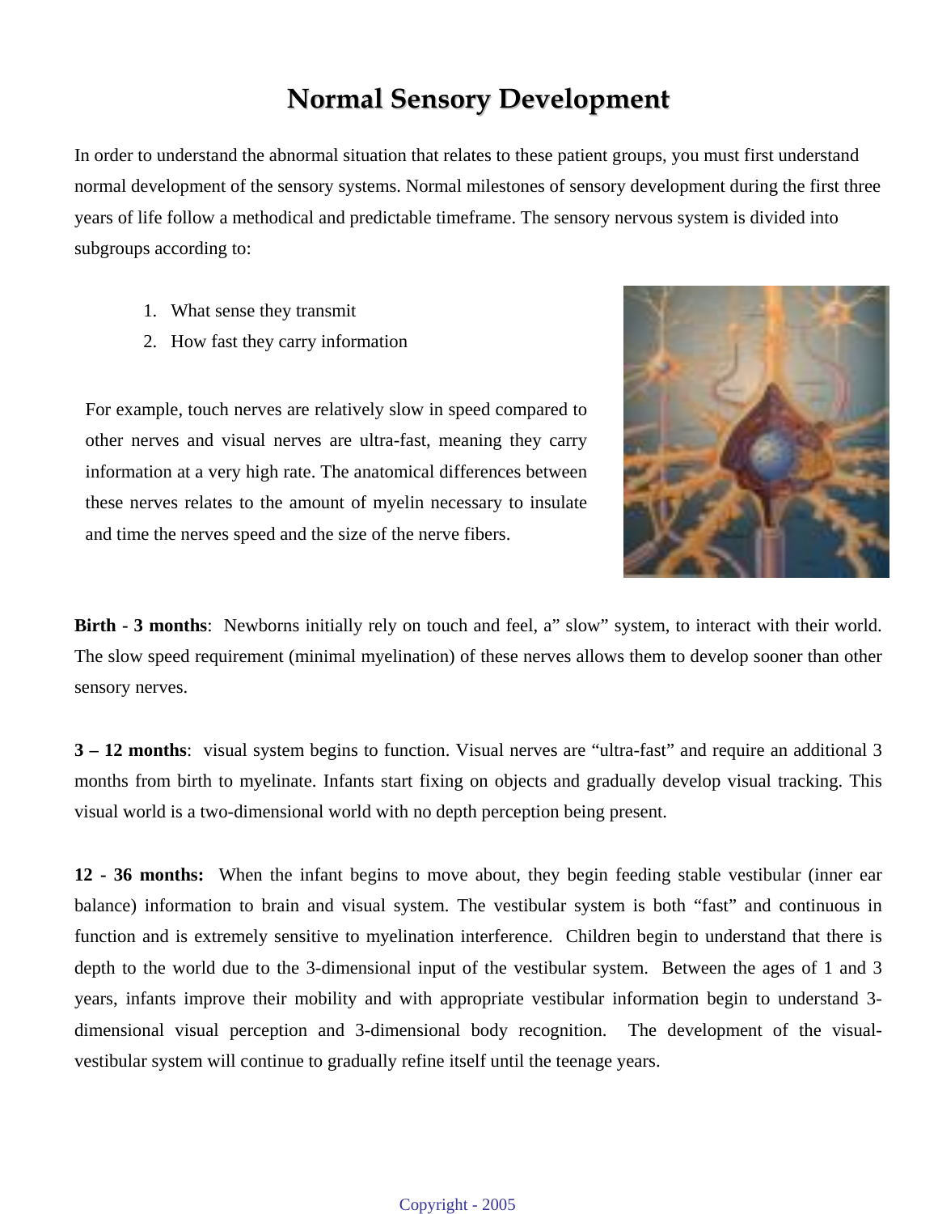# Normal Sensory Development

In order to understand the abnormal situation that relates to these patient groups, you must first understand normal development of the sensory systems. Normal milestones of sensory development during the first three years of life follow a methodical and predictable timeframe. The sensory nervous system is divided into subgroups according to:

1. What sense they transmit
2. How fast they carry information

For example, touch nerves are relatively slow in speed compared to other nerves and visual nerves are ultra-fast, meaning they carry information at a very high rate. The anatomical differences between these nerves relates to the amount of myelin necessary to insulate and time the nerves speed and the size of the nerve fibers.

**Birth - 3 months**: Newborns initially rely on touch and feel, a" slow" system, to interact with their world. The slow speed requirement (minimal myelination) of these nerves allows them to develop sooner than other sensory nerves.

**3 – 12 months**: visual system begins to function. Visual nerves are "ultra-fast" and require an additional 3 months from birth to myelinate. Infants start fixing on objects and gradually develop visual tracking. This visual world is a two-dimensional world with no depth perception being present.

**12 - 36 months:** When the infant begins to move about, they begin feeding stable vestibular (inner ear balance) information to brain and visual system. The vestibular system is both "fast" and continuous in function and is extremely sensitive to myelination interference. Children begin to understand that there is depth to the world due to the 3-dimensional input of the vestibular system. Between the ages of 1 and 3 years, infants improve their mobility and with appropriate vestibular information begin to understand 3-dimensional visual perception and 3-dimensional body recognition. The development of the visual-vestibular system will continue to gradually refine itself until the teenage years.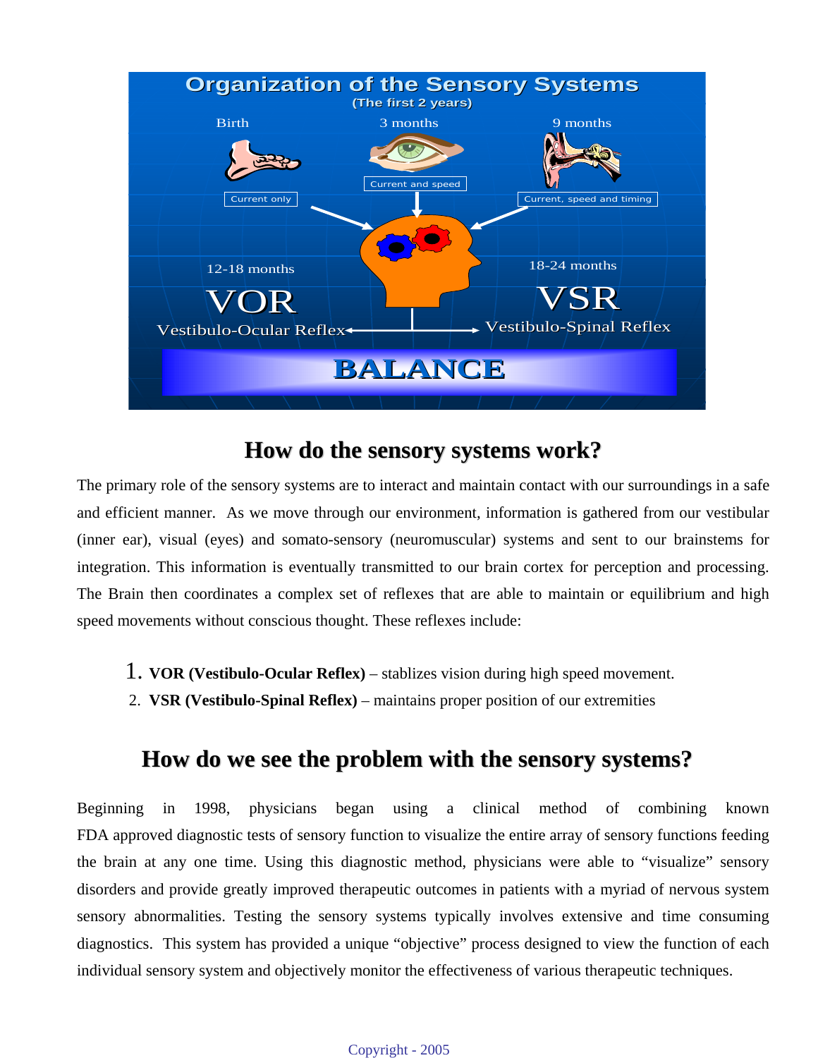# Organization of the Sensory Systems

(The first 2 years)

Birth — Current only

3 months — Current and speed

9 months — Current, speed and timing

12-18 months — VOR — Vestibulo-Ocular Reflex

18-24 months — VSR — Vestibulo-Spinal Reflex

BALANCE

## How do the sensory systems work?

The primary role of the sensory systems are to interact and maintain contact with our surroundings in a safe and efficient manner. As we move through our environment, information is gathered from our vestibular (inner ear), visual (eyes) and somato-sensory (neuromuscular) systems and sent to our brainstems for integration. This information is eventually transmitted to our brain cortex for perception and processing. The Brain then coordinates a complex set of reflexes that are able to maintain or equilibrium and high speed movements without conscious thought. These reflexes include:

1. **VOR (Vestibulo-Ocular Reflex)** – stablizes vision during high speed movement.
2. **VSR (Vestibulo-Spinal Reflex)** – maintains proper position of our extremities

## How do we see the problem with the sensory systems?

Beginning in 1998, physicians began using a clinical method of combining known FDA approved diagnostic tests of sensory function to visualize the entire array of sensory functions feeding the brain at any one time. Using this diagnostic method, physicians were able to "visualize" sensory disorders and provide greatly improved therapeutic outcomes in patients with a myriad of nervous system sensory abnormalities. Testing the sensory systems typically involves extensive and time consuming diagnostics. This system has provided a unique "objective" process designed to view the function of each individual sensory system and objectively monitor the effectiveness of various therapeutic techniques.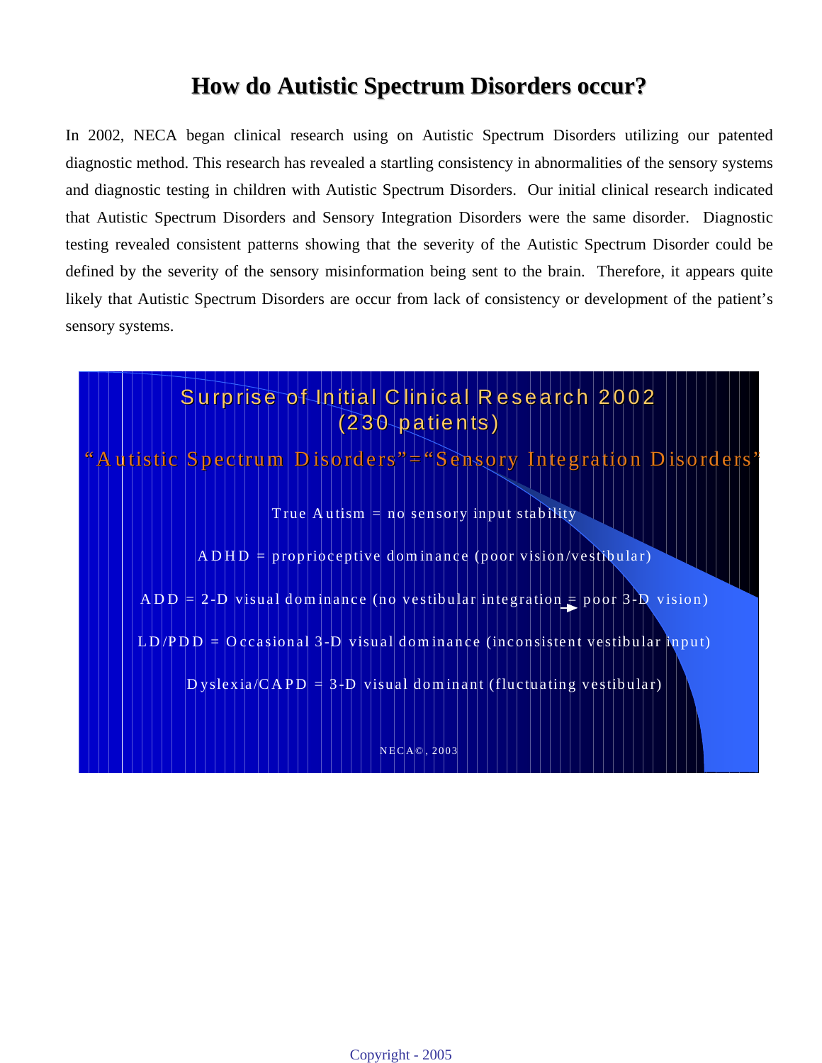# How do Autistic Spectrum Disorders occur?

In 2002, NECA began clinical research using on Autistic Spectrum Disorders utilizing our patented diagnostic method. This research has revealed a startling consistency in abnormalities of the sensory systems and diagnostic testing in children with Autistic Spectrum Disorders. Our initial clinical research indicated that Autistic Spectrum Disorders and Sensory Integration Disorders were the same disorder. Diagnostic testing revealed consistent patterns showing that the severity of the Autistic Spectrum Disorder could be defined by the severity of the sensory misinformation being sent to the brain. Therefore, it appears quite likely that Autistic Spectrum Disorders are occur from lack of consistency or development of the patient's sensory systems.

Surprise of Initial Clinical Research 2002
(230 patients)

"Autistic Spectrum Disorders"="Sensory Integration Disorders"

True Autism = no sensory input stability

ADHD = proprioceptive dominance (poor vision/vestibular)

ADD = 2-D visual dominance (no vestibular integration → poor 3-D vision)

LD/PDD = Occasional 3-D visual dominance (inconsistent vestibular input)

Dyslexia/CAPD = 3-D visual dominant (fluctuating vestibular)

NECA©, 2003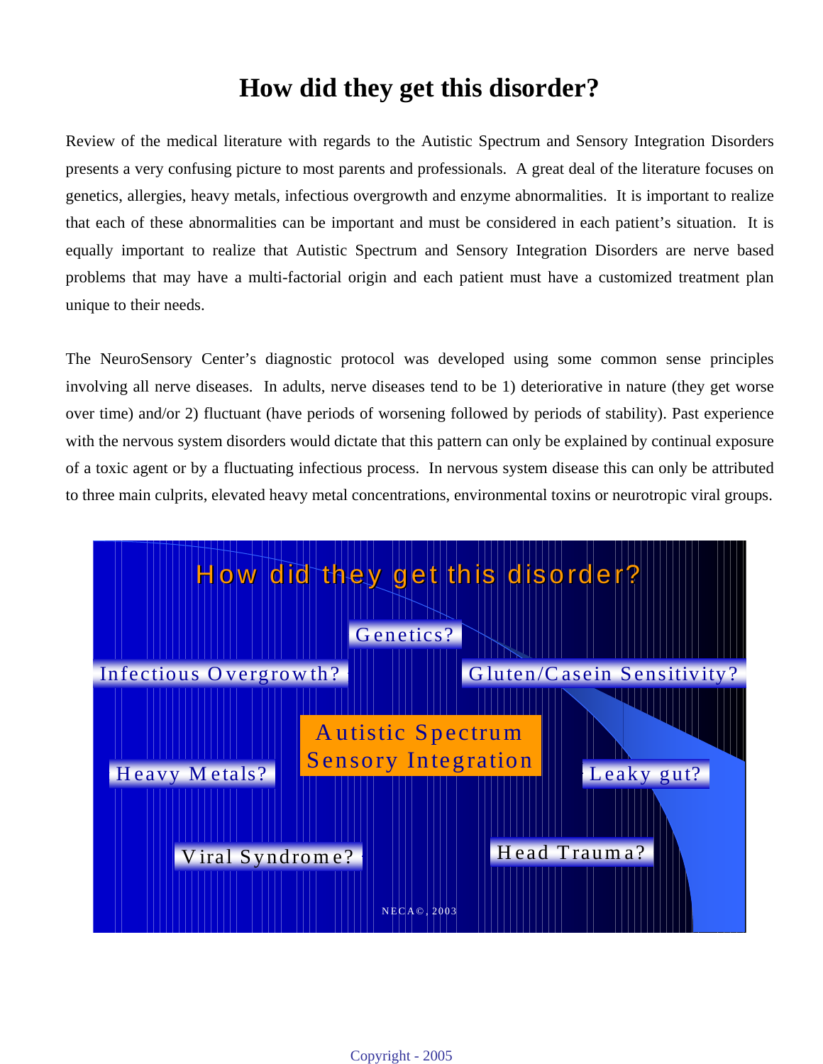# How did they get this disorder?

Review of the medical literature with regards to the Autistic Spectrum and Sensory Integration Disorders presents a very confusing picture to most parents and professionals. A great deal of the literature focuses on genetics, allergies, heavy metals, infectious overgrowth and enzyme abnormalities. It is important to realize that each of these abnormalities can be important and must be considered in each patient's situation. It is equally important to realize that Autistic Spectrum and Sensory Integration Disorders are nerve based problems that may have a multi-factorial origin and each patient must have a customized treatment plan unique to their needs.

The NeuroSensory Center's diagnostic protocol was developed using some common sense principles involving all nerve diseases. In adults, nerve diseases tend to be 1) deteriorative in nature (they get worse over time) and/or 2) fluctuant (have periods of worsening followed by periods of stability). Past experience with the nervous system disorders would dictate that this pattern can only be explained by continual exposure of a toxic agent or by a fluctuating infectious process. In nervous system disease this can only be attributed to three main culprits, elevated heavy metal concentrations, environmental toxins or neurotropic viral groups.

How did they get this disorder?

Genetics?

Infectious Overgrowth?

Gluten/Casein Sensitivity?

Autistic Spectrum
Sensory Integration

Heavy Metals?

Leaky gut?

Viral Syndrome?

Head Trauma?

NECA©, 2003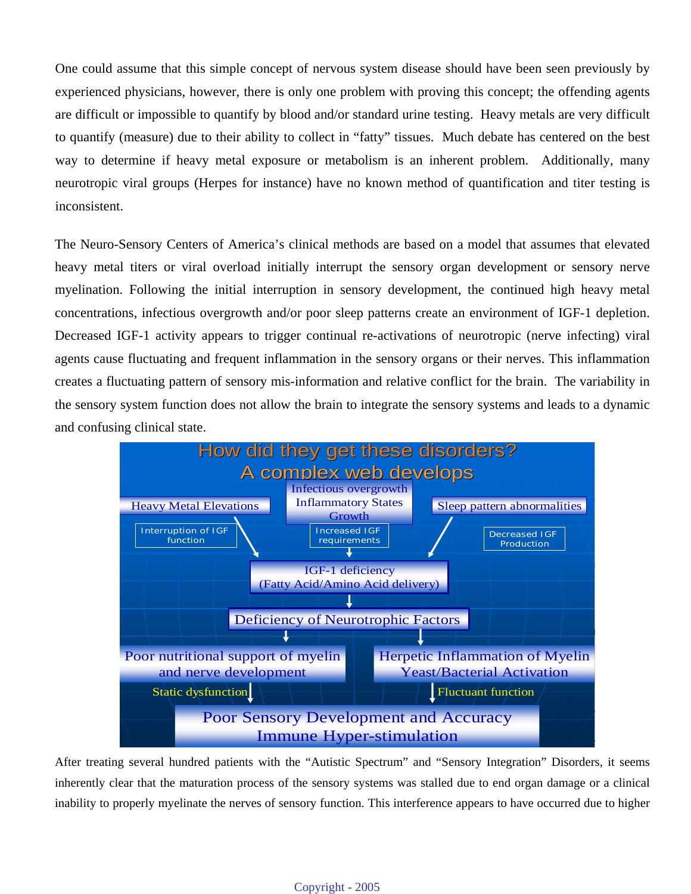One could assume that this simple concept of nervous system disease should have been seen previously by experienced physicians, however, there is only one problem with proving this concept; the offending agents are difficult or impossible to quantify by blood and/or standard urine testing. Heavy metals are very difficult to quantify (measure) due to their ability to collect in "fatty" tissues. Much debate has centered on the best way to determine if heavy metal exposure or metabolism is an inherent problem. Additionally, many neurotropic viral groups (Herpes for instance) have no known method of quantification and titer testing is inconsistent.

The Neuro-Sensory Centers of America's clinical methods are based on a model that assumes that elevated heavy metal titers or viral overload initially interrupt the sensory organ development or sensory nerve myelination. Following the initial interruption in sensory development, the continued high heavy metal concentrations, infectious overgrowth and/or poor sleep patterns create an environment of IGF-1 depletion. Decreased IGF-1 activity appears to trigger continual re-activations of neurotropic (nerve infecting) viral agents cause fluctuating and frequent inflammation in the sensory organs or their nerves. This inflammation creates a fluctuating pattern of sensory mis-information and relative conflict for the brain. The variability in the sensory system function does not allow the brain to integrate the sensory systems and leads to a dynamic and confusing clinical state.

**How did they get these disorders?**
**A complex web develops**

- Heavy Metal Elevations → Interruption of IGF function
- Infectious overgrowth / Inflammatory States / Growth → Increased IGF requirements
- Sleep pattern abnormalities → Decreased IGF Production

↓

IGF-1 deficiency (Fatty Acid/Amino Acid delivery)

↓

Deficiency of Neurotrophic Factors

↓

- Poor nutritional support of myelin and nerve development → Static dysfunction
- Herpetic Inflammation of Myelin / Yeast/Bacterial Activation → Fluctuant function

↓

Poor Sensory Development and Accuracy
Immune Hyper-stimulation

After treating several hundred patients with the "Autistic Spectrum" and "Sensory Integration" Disorders, it seems inherently clear that the maturation process of the sensory systems was stalled due to end organ damage or a clinical inability to properly myelinate the nerves of sensory function. This interference appears to have occurred due to higher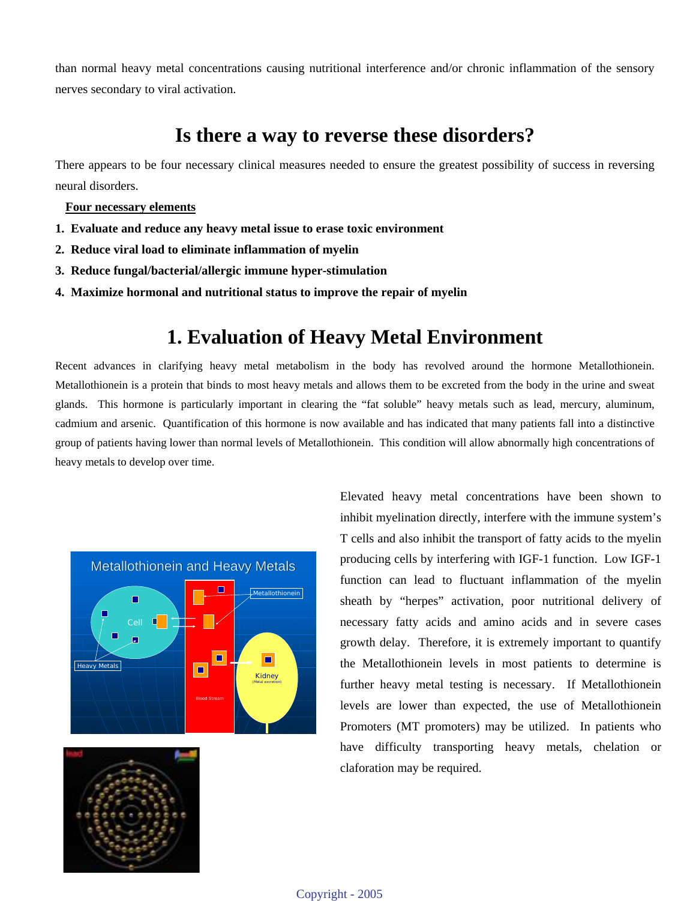than normal heavy metal concentrations causing nutritional interference and/or chronic inflammation of the sensory nerves secondary to viral activation.

## Is there a way to reverse these disorders?

There appears to be four necessary clinical measures needed to ensure the greatest possibility of success in reversing neural disorders.

**Four necessary elements**

1. **Evaluate and reduce any heavy metal issue to erase toxic environment**
2. **Reduce viral load to eliminate inflammation of myelin**
3. **Reduce fungal/bacterial/allergic immune hyper-stimulation**
4. **Maximize hormonal and nutritional status to improve the repair of myelin**

## 1. Evaluation of Heavy Metal Environment

Recent advances in clarifying heavy metal metabolism in the body has revolved around the hormone Metallothionein. Metallothionein is a protein that binds to most heavy metals and allows them to be excreted from the body in the urine and sweat glands. This hormone is particularly important in clearing the "fat soluble" heavy metals such as lead, mercury, aluminum, cadmium and arsenic. Quantification of this hormone is now available and has indicated that many patients fall into a distinctive group of patients having lower than normal levels of Metallothionein. This condition will allow abnormally high concentrations of heavy metals to develop over time.

Elevated heavy metal concentrations have been shown to inhibit myelination directly, interfere with the immune system's T cells and also inhibit the transport of fatty acids to the myelin producing cells by interfering with IGF-1 function. Low IGF-1 function can lead to fluctuant inflammation of the myelin sheath by "herpes" activation, poor nutritional delivery of necessary fatty acids and amino acids and in severe cases growth delay. Therefore, it is extremely important to quantify the Metallothionein levels in most patients to determine is further heavy metal testing is necessary. If Metallothionein levels are lower than expected, the use of Metallothionein Promoters (MT promoters) may be utilized. In patients who have difficulty transporting heavy metals, chelation or claforation may be required.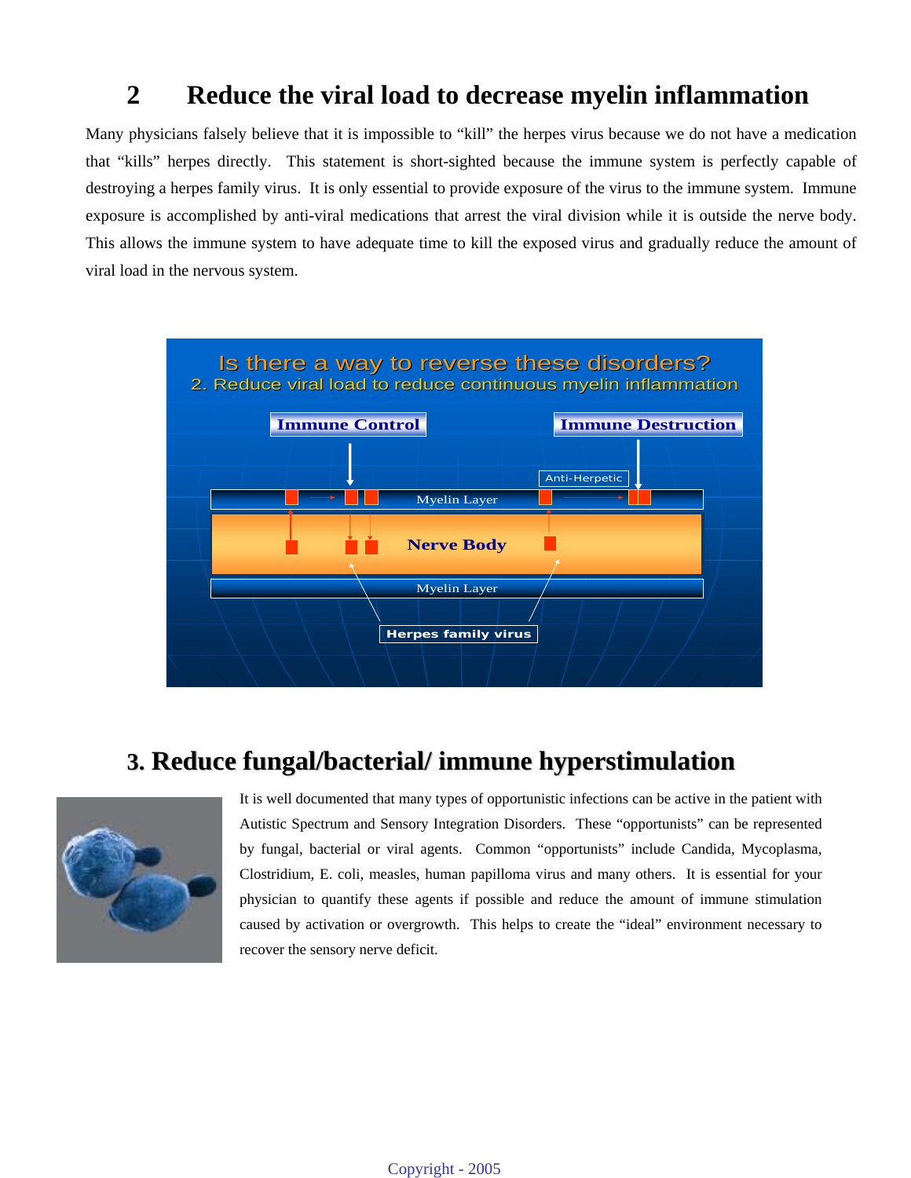## 2 Reduce the viral load to decrease myelin inflammation

Many physicians falsely believe that it is impossible to "kill" the herpes virus because we do not have a medication that "kills" herpes directly. This statement is short-sighted because the immune system is perfectly capable of destroying a herpes family virus. It is only essential to provide exposure of the virus to the immune system. Immune exposure is accomplished by anti-viral medications that arrest the viral division while it is outside the nerve body. This allows the immune system to have adequate time to kill the exposed virus and gradually reduce the amount of viral load in the nervous system.

Is there a way to reverse these disorders?
2. Reduce viral load to reduce continuous myelin inflammation

Immune Control — Immune Destruction — Anti-Herpetic — Myelin Layer — Nerve Body — Myelin Layer — Herpes family virus

## 3. Reduce fungal/bacterial/ immune hyperstimulation

It is well documented that many types of opportunistic infections can be active in the patient with Autistic Spectrum and Sensory Integration Disorders. These "opportunists" can be represented by fungal, bacterial or viral agents. Common "opportunists" include Candida, Mycoplasma, Clostridium, E. coli, measles, human papilloma virus and many others. It is essential for your physician to quantify these agents if possible and reduce the amount of immune stimulation caused by activation or overgrowth. This helps to create the "ideal" environment necessary to recover the sensory nerve deficit.

Copyright - 2005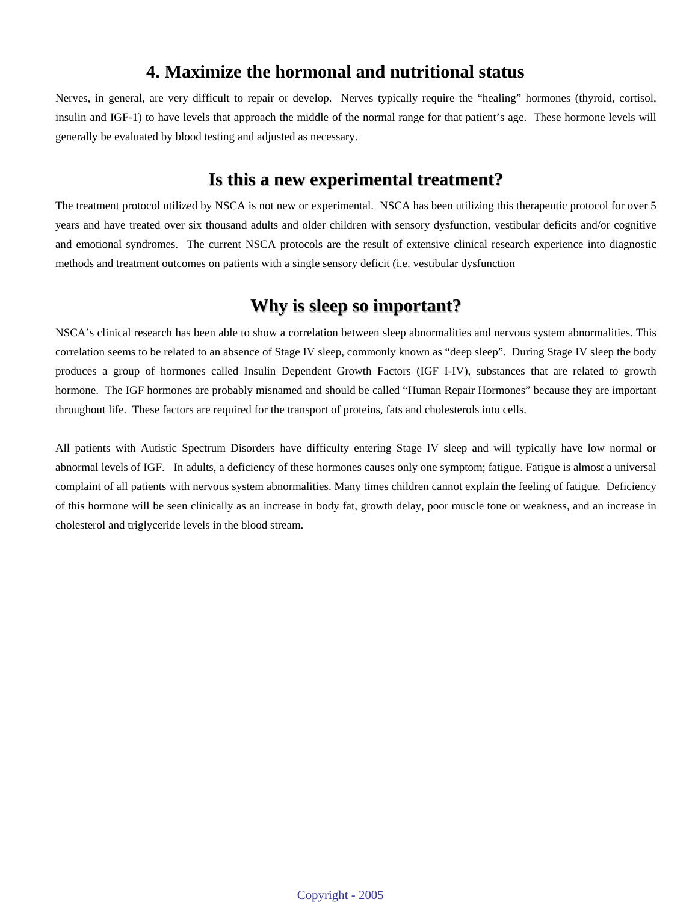## 4. Maximize the hormonal and nutritional status

Nerves, in general, are very difficult to repair or develop. Nerves typically require the "healing" hormones (thyroid, cortisol, insulin and IGF-1) to have levels that approach the middle of the normal range for that patient's age. These hormone levels will generally be evaluated by blood testing and adjusted as necessary.

## Is this a new experimental treatment?

The treatment protocol utilized by NSCA is not new or experimental. NSCA has been utilizing this therapeutic protocol for over 5 years and have treated over six thousand adults and older children with sensory dysfunction, vestibular deficits and/or cognitive and emotional syndromes. The current NSCA protocols are the result of extensive clinical research experience into diagnostic methods and treatment outcomes on patients with a single sensory deficit (i.e. vestibular dysfunction

## Why is sleep so important?

NSCA's clinical research has been able to show a correlation between sleep abnormalities and nervous system abnormalities. This correlation seems to be related to an absence of Stage IV sleep, commonly known as "deep sleep". During Stage IV sleep the body produces a group of hormones called Insulin Dependent Growth Factors (IGF I-IV), substances that are related to growth hormone. The IGF hormones are probably misnamed and should be called "Human Repair Hormones" because they are important throughout life. These factors are required for the transport of proteins, fats and cholesterols into cells.

All patients with Autistic Spectrum Disorders have difficulty entering Stage IV sleep and will typically have low normal or abnormal levels of IGF. In adults, a deficiency of these hormones causes only one symptom; fatigue. Fatigue is almost a universal complaint of all patients with nervous system abnormalities. Many times children cannot explain the feeling of fatigue. Deficiency of this hormone will be seen clinically as an increase in body fat, growth delay, poor muscle tone or weakness, and an increase in cholesterol and triglyceride levels in the blood stream.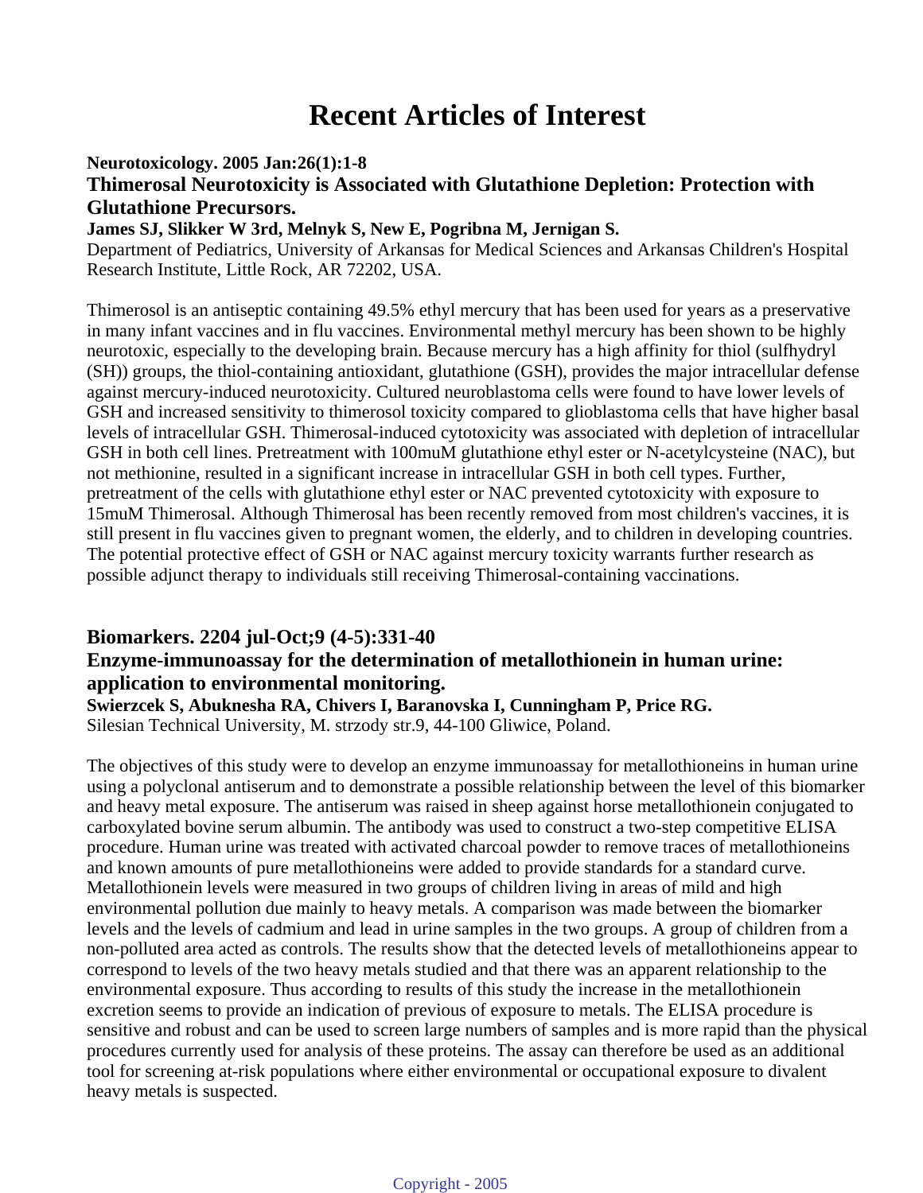# Recent Articles of Interest

**Neurotoxicology. 2005 Jan:26(1):1-8**

### Thimerosal Neurotoxicity is Associated with Glutathione Depletion: Protection with Glutathione Precursors.

**James SJ, Slikker W 3rd, Melnyk S, New E, Pogribna M, Jernigan S.**

Department of Pediatrics, University of Arkansas for Medical Sciences and Arkansas Children's Hospital Research Institute, Little Rock, AR 72202, USA.

Thimerosol is an antiseptic containing 49.5% ethyl mercury that has been used for years as a preservative in many infant vaccines and in flu vaccines. Environmental methyl mercury has been shown to be highly neurotoxic, especially to the developing brain. Because mercury has a high affinity for thiol (sulfhydryl (SH)) groups, the thiol-containing antioxidant, glutathione (GSH), provides the major intracellular defense against mercury-induced neurotoxicity. Cultured neuroblastoma cells were found to have lower levels of GSH and increased sensitivity to thimerosol toxicity compared to glioblastoma cells that have higher basal levels of intracellular GSH. Thimerosal-induced cytotoxicity was associated with depletion of intracellular GSH in both cell lines. Pretreatment with 100muM glutathione ethyl ester or N-acetylcysteine (NAC), but not methionine, resulted in a significant increase in intracellular GSH in both cell types. Further, pretreatment of the cells with glutathione ethyl ester or NAC prevented cytotoxicity with exposure to 15muM Thimerosal. Although Thimerosal has been recently removed from most children's vaccines, it is still present in flu vaccines given to pregnant women, the elderly, and to children in developing countries. The potential protective effect of GSH or NAC against mercury toxicity warrants further research as possible adjunct therapy to individuals still receiving Thimerosal-containing vaccinations.

**Biomarkers. 2204 jul-Oct;9 (4-5):331-40**

### Enzyme-immunoassay for the determination of metallothionein in human urine: application to environmental monitoring.

**Swierzcek S, Abuknesha RA, Chivers I, Baranovska I, Cunningham P, Price RG.**

Silesian Technical University, M. strzody str.9, 44-100 Gliwice, Poland.

The objectives of this study were to develop an enzyme immunoassay for metallothioneins in human urine using a polyclonal antiserum and to demonstrate a possible relationship between the level of this biomarker and heavy metal exposure. The antiserum was raised in sheep against horse metallothionein conjugated to carboxylated bovine serum albumin. The antibody was used to construct a two-step competitive ELISA procedure. Human urine was treated with activated charcoal powder to remove traces of metallothioneins and known amounts of pure metallothioneins were added to provide standards for a standard curve. Metallothionein levels were measured in two groups of children living in areas of mild and high environmental pollution due mainly to heavy metals. A comparison was made between the biomarker levels and the levels of cadmium and lead in urine samples in the two groups. A group of children from a non-polluted area acted as controls. The results show that the detected levels of metallothioneins appear to correspond to levels of the two heavy metals studied and that there was an apparent relationship to the environmental exposure. Thus according to results of this study the increase in the metallothionein excretion seems to provide an indication of previous of exposure to metals. The ELISA procedure is sensitive and robust and can be used to screen large numbers of samples and is more rapid than the physical procedures currently used for analysis of these proteins. The assay can therefore be used as an additional tool for screening at-risk populations where either environmental or occupational exposure to divalent heavy metals is suspected.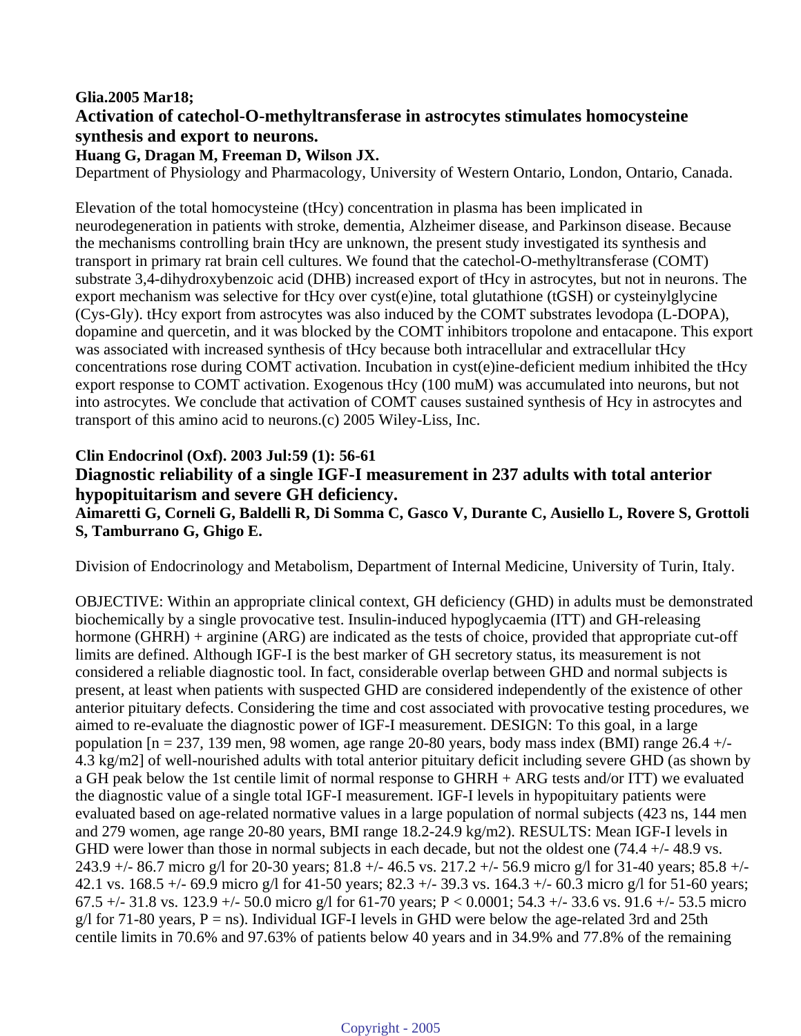**Glia.2005 Mar18;**

## Activation of catechol-O-methyltransferase in astrocytes stimulates homocysteine synthesis and export to neurons.

**Huang G, Dragan M, Freeman D, Wilson JX.**

Department of Physiology and Pharmacology, University of Western Ontario, London, Ontario, Canada.

Elevation of the total homocysteine (tHcy) concentration in plasma has been implicated in neurodegeneration in patients with stroke, dementia, Alzheimer disease, and Parkinson disease. Because the mechanisms controlling brain tHcy are unknown, the present study investigated its synthesis and transport in primary rat brain cell cultures. We found that the catechol-O-methyltransferase (COMT) substrate 3,4-dihydroxybenzoic acid (DHB) increased export of tHcy in astrocytes, but not in neurons. The export mechanism was selective for tHcy over cyst(e)ine, total glutathione (tGSH) or cysteinylglycine (Cys-Gly). tHcy export from astrocytes was also induced by the COMT substrates levodopa (L-DOPA), dopamine and quercetin, and it was blocked by the COMT inhibitors tropolone and entacapone. This export was associated with increased synthesis of tHcy because both intracellular and extracellular tHcy concentrations rose during COMT activation. Incubation in cyst(e)ine-deficient medium inhibited the tHcy export response to COMT activation. Exogenous tHcy (100 muM) was accumulated into neurons, but not into astrocytes. We conclude that activation of COMT causes sustained synthesis of Hcy in astrocytes and transport of this amino acid to neurons.(c) 2005 Wiley-Liss, Inc.

**Clin Endocrinol (Oxf). 2003 Jul:59 (1): 56-61**

## Diagnostic reliability of a single IGF-I measurement in 237 adults with total anterior hypopituitarism and severe GH deficiency.

**Aimaretti G, Corneli G, Baldelli R, Di Somma C, Gasco V, Durante C, Ausiello L, Rovere S, Grottoli S, Tamburrano G, Ghigo E.**

Division of Endocrinology and Metabolism, Department of Internal Medicine, University of Turin, Italy.

OBJECTIVE: Within an appropriate clinical context, GH deficiency (GHD) in adults must be demonstrated biochemically by a single provocative test. Insulin-induced hypoglycaemia (ITT) and GH-releasing hormone (GHRH) + arginine (ARG) are indicated as the tests of choice, provided that appropriate cut-off limits are defined. Although IGF-I is the best marker of GH secretory status, its measurement is not considered a reliable diagnostic tool. In fact, considerable overlap between GHD and normal subjects is present, at least when patients with suspected GHD are considered independently of the existence of other anterior pituitary defects. Considering the time and cost associated with provocative testing procedures, we aimed to re-evaluate the diagnostic power of IGF-I measurement. DESIGN: To this goal, in a large population [n = 237, 139 men, 98 women, age range 20-80 years, body mass index (BMI) range 26.4 +/- 4.3 kg/m2] of well-nourished adults with total anterior pituitary deficit including severe GHD (as shown by a GH peak below the 1st centile limit of normal response to GHRH + ARG tests and/or ITT) we evaluated the diagnostic value of a single total IGF-I measurement. IGF-I levels in hypopituitary patients were evaluated based on age-related normative values in a large population of normal subjects (423 ns, 144 men and 279 women, age range 20-80 years, BMI range 18.2-24.9 kg/m2). RESULTS: Mean IGF-I levels in GHD were lower than those in normal subjects in each decade, but not the oldest one (74.4 +/- 48.9 vs. 243.9 +/- 86.7 micro g/l for 20-30 years; 81.8 +/- 46.5 vs. 217.2 +/- 56.9 micro g/l for 31-40 years; 85.8 +/- 42.1 vs. 168.5 +/- 69.9 micro g/l for 41-50 years; 82.3 +/- 39.3 vs. 164.3 +/- 60.3 micro g/l for 51-60 years; 67.5 +/- 31.8 vs. 123.9 +/- 50.0 micro g/l for 61-70 years; P < 0.0001; 54.3 +/- 33.6 vs. 91.6 +/- 53.5 micro g/l for 71-80 years, P = ns). Individual IGF-I levels in GHD were below the age-related 3rd and 25th centile limits in 70.6% and 97.63% of patients below 40 years and in 34.9% and 77.8% of the remaining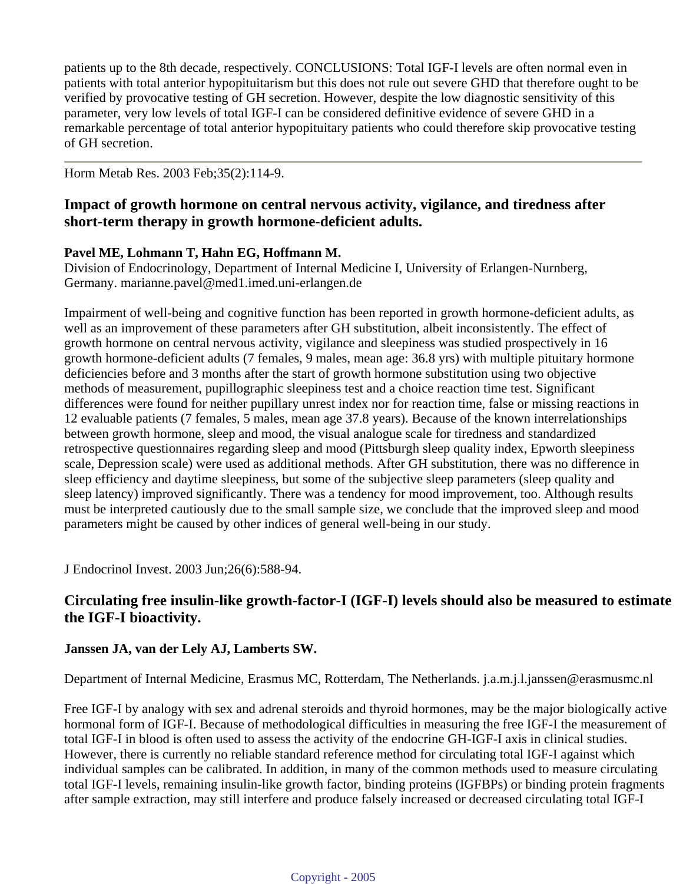patients up to the 8th decade, respectively. CONCLUSIONS: Total IGF-I levels are often normal even in patients with total anterior hypopituitarism but this does not rule out severe GHD that therefore ought to be verified by provocative testing of GH secretion. However, despite the low diagnostic sensitivity of this parameter, very low levels of total IGF-I can be considered definitive evidence of severe GHD in a remarkable percentage of total anterior hypopituitary patients who could therefore skip provocative testing of GH secretion.

---

Horm Metab Res. 2003 Feb;35(2):114-9.

### Impact of growth hormone on central nervous activity, vigilance, and tiredness after short-term therapy in growth hormone-deficient adults.

**Pavel ME, Lohmann T, Hahn EG, Hoffmann M.**

Division of Endocrinology, Department of Internal Medicine I, University of Erlangen-Nurnberg, Germany. marianne.pavel@med1.imed.uni-erlangen.de

Impairment of well-being and cognitive function has been reported in growth hormone-deficient adults, as well as an improvement of these parameters after GH substitution, albeit inconsistently. The effect of growth hormone on central nervous activity, vigilance and sleepiness was studied prospectively in 16 growth hormone-deficient adults (7 females, 9 males, mean age: 36.8 yrs) with multiple pituitary hormone deficiencies before and 3 months after the start of growth hormone substitution using two objective methods of measurement, pupillographic sleepiness test and a choice reaction time test. Significant differences were found for neither pupillary unrest index nor for reaction time, false or missing reactions in 12 evaluable patients (7 females, 5 males, mean age 37.8 years). Because of the known interrelationships between growth hormone, sleep and mood, the visual analogue scale for tiredness and standardized retrospective questionnaires regarding sleep and mood (Pittsburgh sleep quality index, Epworth sleepiness scale, Depression scale) were used as additional methods. After GH substitution, there was no difference in sleep efficiency and daytime sleepiness, but some of the subjective sleep parameters (sleep quality and sleep latency) improved significantly. There was a tendency for mood improvement, too. Although results must be interpreted cautiously due to the small sample size, we conclude that the improved sleep and mood parameters might be caused by other indices of general well-being in our study.

J Endocrinol Invest. 2003 Jun;26(6):588-94.

### Circulating free insulin-like growth-factor-I (IGF-I) levels should also be measured to estimate the IGF-I bioactivity.

**Janssen JA, van der Lely AJ, Lamberts SW.**

Department of Internal Medicine, Erasmus MC, Rotterdam, The Netherlands. j.a.m.j.l.janssen@erasmusmc.nl

Free IGF-I by analogy with sex and adrenal steroids and thyroid hormones, may be the major biologically active hormonal form of IGF-I. Because of methodological difficulties in measuring the free IGF-I the measurement of total IGF-I in blood is often used to assess the activity of the endocrine GH-IGF-I axis in clinical studies. However, there is currently no reliable standard reference method for circulating total IGF-I against which individual samples can be calibrated. In addition, in many of the common methods used to measure circulating total IGF-I levels, remaining insulin-like growth factor, binding proteins (IGFBPs) or binding protein fragments after sample extraction, may still interfere and produce falsely increased or decreased circulating total IGF-I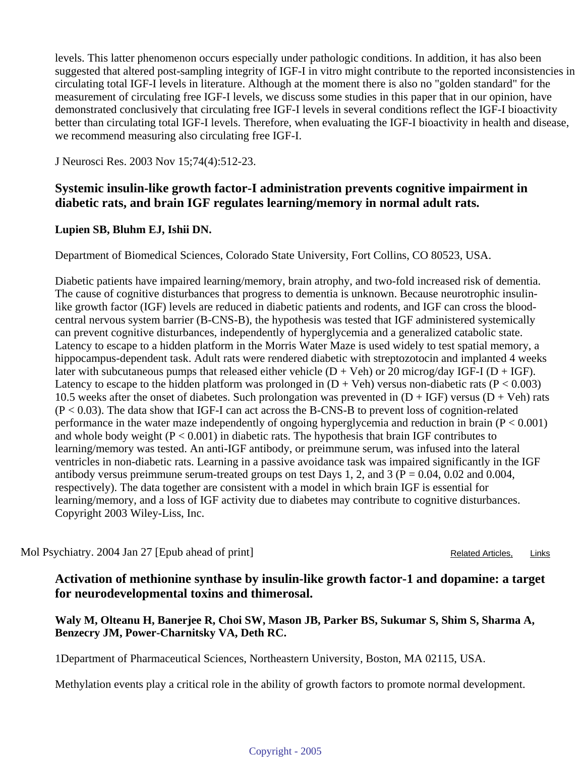levels. This latter phenomenon occurs especially under pathologic conditions. In addition, it has also been suggested that altered post-sampling integrity of IGF-I in vitro might contribute to the reported inconsistencies in circulating total IGF-I levels in literature. Although at the moment there is also no "golden standard" for the measurement of circulating free IGF-I levels, we discuss some studies in this paper that in our opinion, have demonstrated conclusively that circulating free IGF-I levels in several conditions reflect the IGF-I bioactivity better than circulating total IGF-I levels. Therefore, when evaluating the IGF-I bioactivity in health and disease, we recommend measuring also circulating free IGF-I.

J Neurosci Res. 2003 Nov 15;74(4):512-23.

### Systemic insulin-like growth factor-I administration prevents cognitive impairment in diabetic rats, and brain IGF regulates learning/memory in normal adult rats.

**Lupien SB, Bluhm EJ, Ishii DN.**

Department of Biomedical Sciences, Colorado State University, Fort Collins, CO 80523, USA.

Diabetic patients have impaired learning/memory, brain atrophy, and two-fold increased risk of dementia. The cause of cognitive disturbances that progress to dementia is unknown. Because neurotrophic insulin-like growth factor (IGF) levels are reduced in diabetic patients and rodents, and IGF can cross the blood-central nervous system barrier (B-CNS-B), the hypothesis was tested that IGF administered systemically can prevent cognitive disturbances, independently of hyperglycemia and a generalized catabolic state. Latency to escape to a hidden platform in the Morris Water Maze is used widely to test spatial memory, a hippocampus-dependent task. Adult rats were rendered diabetic with streptozotocin and implanted 4 weeks later with subcutaneous pumps that released either vehicle (D + Veh) or 20 microg/day IGF-I (D + IGF). Latency to escape to the hidden platform was prolonged in (D + Veh) versus non-diabetic rats ($P < 0.003$) 10.5 weeks after the onset of diabetes. Such prolongation was prevented in (D + IGF) versus (D + Veh) rats ($P < 0.03$). The data show that IGF-I can act across the B-CNS-B to prevent loss of cognition-related performance in the water maze independently of ongoing hyperglycemia and reduction in brain ($P < 0.001$) and whole body weight ($P < 0.001$) in diabetic rats. The hypothesis that brain IGF contributes to learning/memory was tested. An anti-IGF antibody, or preimmune serum, was infused into the lateral ventricles in non-diabetic rats. Learning in a passive avoidance task was impaired significantly in the IGF antibody versus preimmune serum-treated groups on test Days 1, 2, and 3 ($P = 0.04$, 0.02 and 0.004, respectively). The data together are consistent with a model in which brain IGF is essential for learning/memory, and a loss of IGF activity due to diabetes may contribute to cognitive disturbances. Copyright 2003 Wiley-Liss, Inc.

Mol Psychiatry. 2004 Jan 27 [Epub ahead of print]

Related Articles, Links

### Activation of methionine synthase by insulin-like growth factor-1 and dopamine: a target for neurodevelopmental toxins and thimerosal.

**Waly M, Olteanu H, Banerjee R, Choi SW, Mason JB, Parker BS, Sukumar S, Shim S, Sharma A, Benzecry JM, Power-Charnitsky VA, Deth RC.**

1Department of Pharmaceutical Sciences, Northeastern University, Boston, MA 02115, USA.

Methylation events play a critical role in the ability of growth factors to promote normal development.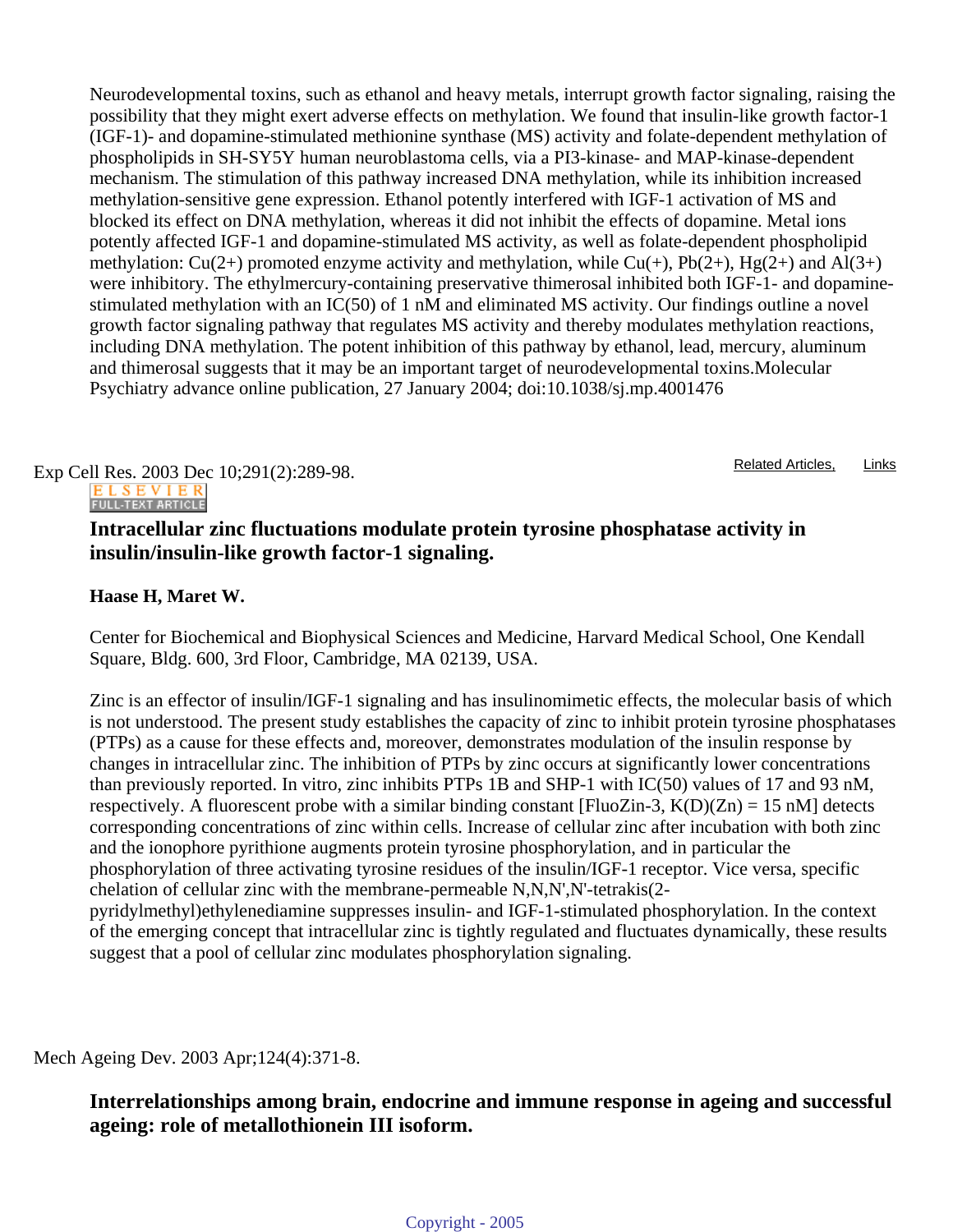Neurodevelopmental toxins, such as ethanol and heavy metals, interrupt growth factor signaling, raising the possibility that they might exert adverse effects on methylation. We found that insulin-like growth factor-1 (IGF-1)- and dopamine-stimulated methionine synthase (MS) activity and folate-dependent methylation of phospholipids in SH-SY5Y human neuroblastoma cells, via a PI3-kinase- and MAP-kinase-dependent mechanism. The stimulation of this pathway increased DNA methylation, while its inhibition increased methylation-sensitive gene expression. Ethanol potently interfered with IGF-1 activation of MS and blocked its effect on DNA methylation, whereas it did not inhibit the effects of dopamine. Metal ions potently affected IGF-1 and dopamine-stimulated MS activity, as well as folate-dependent phospholipid methylation: $Cu^{2+}$ promoted enzyme activity and methylation, while $Cu^{+}$, $Pb^{2+}$, $Hg^{2+}$ and $Al^{3+}$ were inhibitory. The ethylmercury-containing preservative thimerosal inhibited both IGF-1- and dopamine-stimulated methylation with an $IC_{50}$ of 1 nM and eliminated MS activity. Our findings outline a novel growth factor signaling pathway that regulates MS activity and thereby modulates methylation reactions, including DNA methylation. The potent inhibition of this pathway by ethanol, lead, mercury, aluminum and thimerosal suggests that it may be an important target of neurodevelopmental toxins.Molecular Psychiatry advance online publication, 27 January 2004; doi:10.1038/sj.mp.4001476

Exp Cell Res. 2003 Dec 10;291(2):289-98.

Related Articles, Links

ELSEVIER FULL-TEXT ARTICLE

**Intracellular zinc fluctuations modulate protein tyrosine phosphatase activity in insulin/insulin-like growth factor-1 signaling.**

**Haase H, Maret W.**

Center for Biochemical and Biophysical Sciences and Medicine, Harvard Medical School, One Kendall Square, Bldg. 600, 3rd Floor, Cambridge, MA 02139, USA.

Zinc is an effector of insulin/IGF-1 signaling and has insulinomimetic effects, the molecular basis of which is not understood. The present study establishes the capacity of zinc to inhibit protein tyrosine phosphatases (PTPs) as a cause for these effects and, moreover, demonstrates modulation of the insulin response by changes in intracellular zinc. The inhibition of PTPs by zinc occurs at significantly lower concentrations than previously reported. In vitro, zinc inhibits PTPs 1B and SHP-1 with $IC_{50}$ values of 17 and 93 nM, respectively. A fluorescent probe with a similar binding constant [FluoZin-3, $K_D(Zn)$ = 15 nM] detects corresponding concentrations of zinc within cells. Increase of cellular zinc after incubation with both zinc and the ionophore pyrithione augments protein tyrosine phosphorylation, and in particular the phosphorylation of three activating tyrosine residues of the insulin/IGF-1 receptor. Vice versa, specific chelation of cellular zinc with the membrane-permeable N,N,N',N'-tetrakis(2-pyridylmethyl)ethylenediamine suppresses insulin- and IGF-1-stimulated phosphorylation. In the context of the emerging concept that intracellular zinc is tightly regulated and fluctuates dynamically, these results suggest that a pool of cellular zinc modulates phosphorylation signaling.

Mech Ageing Dev. 2003 Apr;124(4):371-8.

**Interrelationships among brain, endocrine and immune response in ageing and successful ageing: role of metallothionein III isoform.**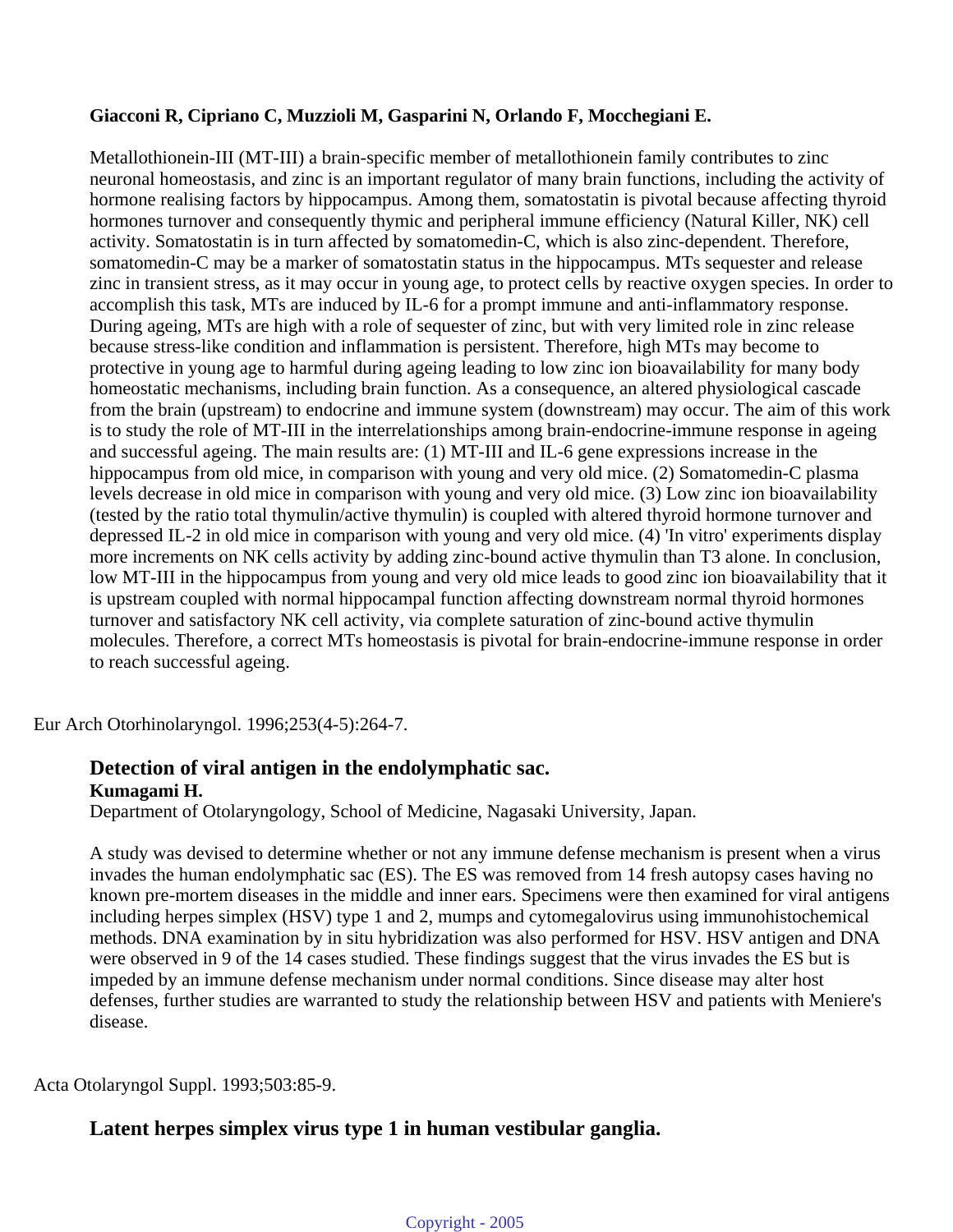**Giacconi R, Cipriano C, Muzzioli M, Gasparini N, Orlando F, Mocchegiani E.**

Metallothionein-III (MT-III) a brain-specific member of metallothionein family contributes to zinc neuronal homeostasis, and zinc is an important regulator of many brain functions, including the activity of hormone realising factors by hippocampus. Among them, somatostatin is pivotal because affecting thyroid hormones turnover and consequently thymic and peripheral immune efficiency (Natural Killer, NK) cell activity. Somatostatin is in turn affected by somatomedin-C, which is also zinc-dependent. Therefore, somatomedin-C may be a marker of somatostatin status in the hippocampus. MTs sequester and release zinc in transient stress, as it may occur in young age, to protect cells by reactive oxygen species. In order to accomplish this task, MTs are induced by IL-6 for a prompt immune and anti-inflammatory response. During ageing, MTs are high with a role of sequester of zinc, but with very limited role in zinc release because stress-like condition and inflammation is persistent. Therefore, high MTs may become to protective in young age to harmful during ageing leading to low zinc ion bioavailability for many body homeostatic mechanisms, including brain function. As a consequence, an altered physiological cascade from the brain (upstream) to endocrine and immune system (downstream) may occur. The aim of this work is to study the role of MT-III in the interrelationships among brain-endocrine-immune response in ageing and successful ageing. The main results are: (1) MT-III and IL-6 gene expressions increase in the hippocampus from old mice, in comparison with young and very old mice. (2) Somatomedin-C plasma levels decrease in old mice in comparison with young and very old mice. (3) Low zinc ion bioavailability (tested by the ratio total thymulin/active thymulin) is coupled with altered thyroid hormone turnover and depressed IL-2 in old mice in comparison with young and very old mice. (4) 'In vitro' experiments display more increments on NK cells activity by adding zinc-bound active thymulin than T3 alone. In conclusion, low MT-III in the hippocampus from young and very old mice leads to good zinc ion bioavailability that it is upstream coupled with normal hippocampal function affecting downstream normal thyroid hormones turnover and satisfactory NK cell activity, via complete saturation of zinc-bound active thymulin molecules. Therefore, a correct MTs homeostasis is pivotal for brain-endocrine-immune response in order to reach successful ageing.

Eur Arch Otorhinolaryngol. 1996;253(4-5):264-7.

### Detection of viral antigen in the endolymphatic sac.

**Kumagami H.**

Department of Otolaryngology, School of Medicine, Nagasaki University, Japan.

A study was devised to determine whether or not any immune defense mechanism is present when a virus invades the human endolymphatic sac (ES). The ES was removed from 14 fresh autopsy cases having no known pre-mortem diseases in the middle and inner ears. Specimens were then examined for viral antigens including herpes simplex (HSV) type 1 and 2, mumps and cytomegalovirus using immunohistochemical methods. DNA examination by in situ hybridization was also performed for HSV. HSV antigen and DNA were observed in 9 of the 14 cases studied. These findings suggest that the virus invades the ES but is impeded by an immune defense mechanism under normal conditions. Since disease may alter host defenses, further studies are warranted to study the relationship between HSV and patients with Meniere's disease.

Acta Otolaryngol Suppl. 1993;503:85-9.

### Latent herpes simplex virus type 1 in human vestibular ganglia.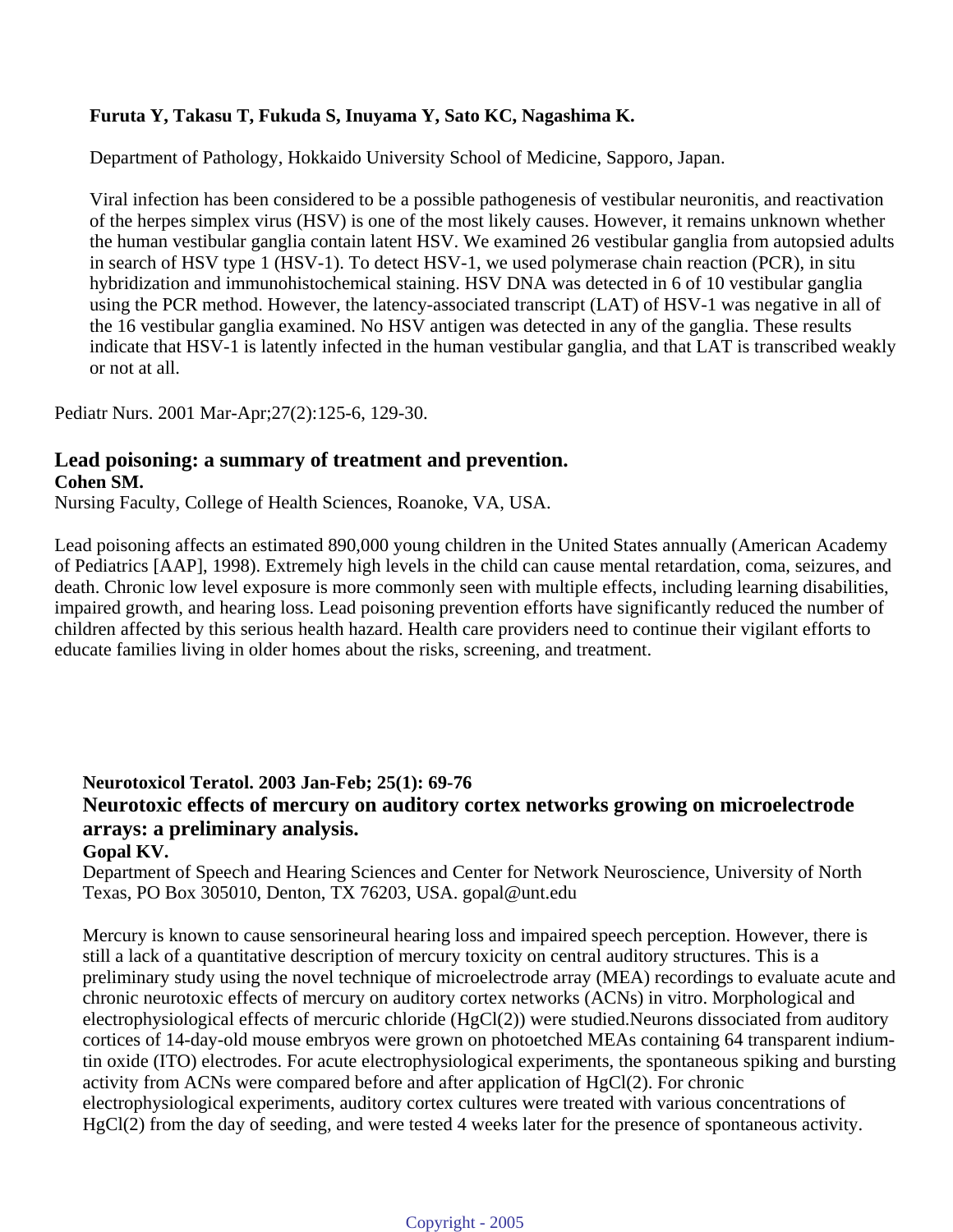**Furuta Y, Takasu T, Fukuda S, Inuyama Y, Sato KC, Nagashima K.**

Department of Pathology, Hokkaido University School of Medicine, Sapporo, Japan.

Viral infection has been considered to be a possible pathogenesis of vestibular neuronitis, and reactivation of the herpes simplex virus (HSV) is one of the most likely causes. However, it remains unknown whether the human vestibular ganglia contain latent HSV. We examined 26 vestibular ganglia from autopsied adults in search of HSV type 1 (HSV-1). To detect HSV-1, we used polymerase chain reaction (PCR), in situ hybridization and immunohistochemical staining. HSV DNA was detected in 6 of 10 vestibular ganglia using the PCR method. However, the latency-associated transcript (LAT) of HSV-1 was negative in all of the 16 vestibular ganglia examined. No HSV antigen was detected in any of the ganglia. These results indicate that HSV-1 is latently infected in the human vestibular ganglia, and that LAT is transcribed weakly or not at all.

Pediatr Nurs. 2001 Mar-Apr;27(2):125-6, 129-30.

## Lead poisoning: a summary of treatment and prevention.

**Cohen SM.**

Nursing Faculty, College of Health Sciences, Roanoke, VA, USA.

Lead poisoning affects an estimated 890,000 young children in the United States annually (American Academy of Pediatrics [AAP], 1998). Extremely high levels in the child can cause mental retardation, coma, seizures, and death. Chronic low level exposure is more commonly seen with multiple effects, including learning disabilities, impaired growth, and hearing loss. Lead poisoning prevention efforts have significantly reduced the number of children affected by this serious health hazard. Health care providers need to continue their vigilant efforts to educate families living in older homes about the risks, screening, and treatment.

**Neurotoxicol Teratol. 2003 Jan-Feb; 25(1): 69-76**

## Neurotoxic effects of mercury on auditory cortex networks growing on microelectrode arrays: a preliminary analysis.

**Gopal KV.**

Department of Speech and Hearing Sciences and Center for Network Neuroscience, University of North Texas, PO Box 305010, Denton, TX 76203, USA. gopal@unt.edu

Mercury is known to cause sensorineural hearing loss and impaired speech perception. However, there is still a lack of a quantitative description of mercury toxicity on central auditory structures. This is a preliminary study using the novel technique of microelectrode array (MEA) recordings to evaluate acute and chronic neurotoxic effects of mercury on auditory cortex networks (ACNs) in vitro. Morphological and electrophysiological effects of mercuric chloride ($HgCl_2$) were studied.Neurons dissociated from auditory cortices of 14-day-old mouse embryos were grown on photoetched MEAs containing 64 transparent indium-tin oxide (ITO) electrodes. For acute electrophysiological experiments, the spontaneous spiking and bursting activity from ACNs were compared before and after application of $HgCl_2$. For chronic electrophysiological experiments, auditory cortex cultures were treated with various concentrations of $HgCl_2$ from the day of seeding, and were tested 4 weeks later for the presence of spontaneous activity.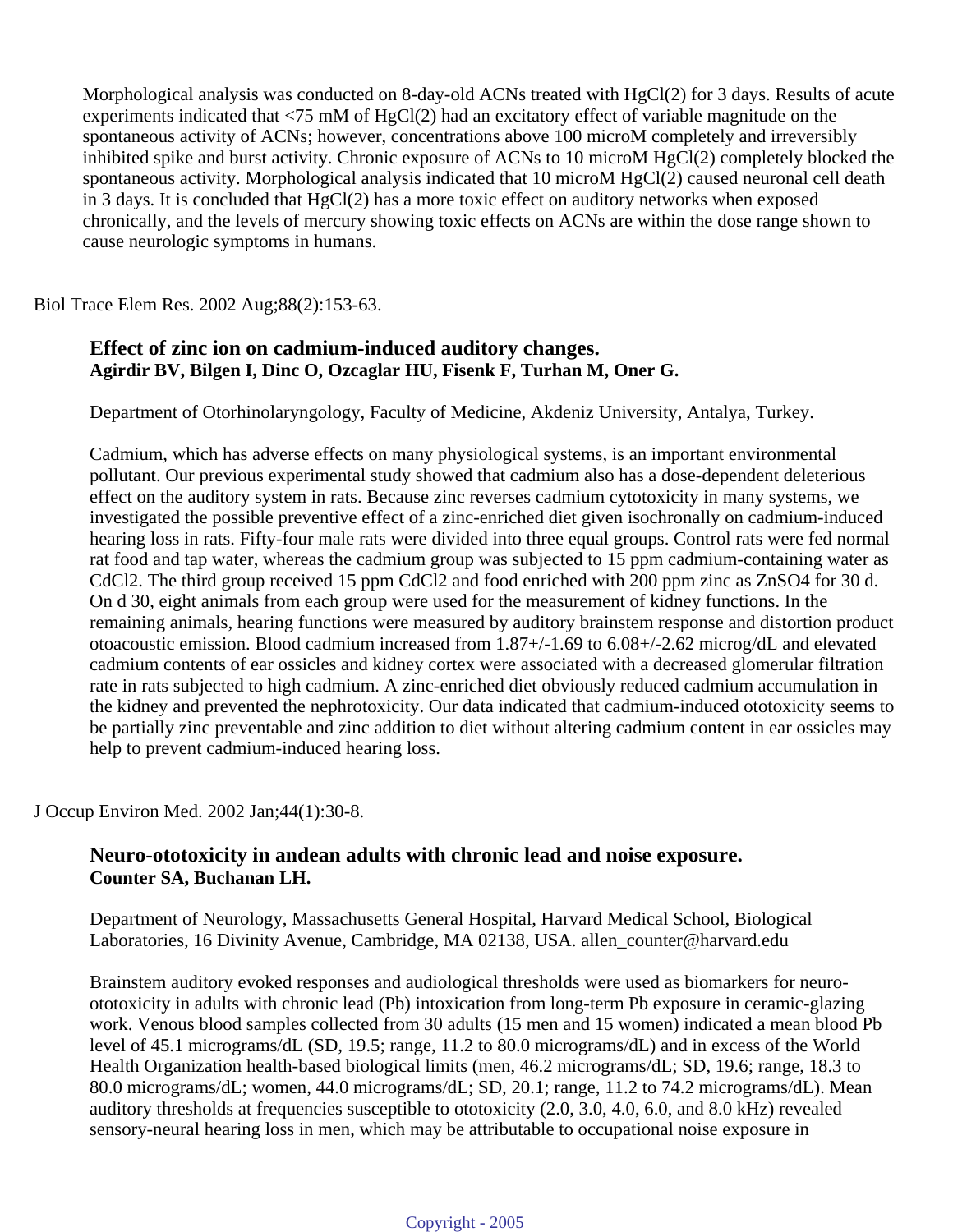Morphological analysis was conducted on 8-day-old ACNs treated with $HgCl(2)$ for 3 days. Results of acute experiments indicated that <75 mM of $HgCl(2)$ had an excitatory effect of variable magnitude on the spontaneous activity of ACNs; however, concentrations above 100 microM completely and irreversibly inhibited spike and burst activity. Chronic exposure of ACNs to 10 microM $HgCl(2)$ completely blocked the spontaneous activity. Morphological analysis indicated that 10 microM $HgCl(2)$ caused neuronal cell death in 3 days. It is concluded that $HgCl(2)$ has a more toxic effect on auditory networks when exposed chronically, and the levels of mercury showing toxic effects on ACNs are within the dose range shown to cause neurologic symptoms in humans.

Biol Trace Elem Res. 2002 Aug;88(2):153-63.

### Effect of zinc ion on cadmium-induced auditory changes.

**Agirdir BV, Bilgen I, Dinc O, Ozcaglar HU, Fisenk F, Turhan M, Oner G.**

Department of Otorhinolaryngology, Faculty of Medicine, Akdeniz University, Antalya, Turkey.

Cadmium, which has adverse effects on many physiological systems, is an important environmental pollutant. Our previous experimental study showed that cadmium also has a dose-dependent deleterious effect on the auditory system in rats. Because zinc reverses cadmium cytotoxicity in many systems, we investigated the possible preventive effect of a zinc-enriched diet given isochronally on cadmium-induced hearing loss in rats. Fifty-four male rats were divided into three equal groups. Control rats were fed normal rat food and tap water, whereas the cadmium group was subjected to 15 ppm cadmium-containing water as $CdCl_2$. The third group received 15 ppm $CdCl_2$ and food enriched with 200 ppm zinc as $ZnSO_4$ for 30 d. On d 30, eight animals from each group were used for the measurement of kidney functions. In the remaining animals, hearing functions were measured by auditory brainstem response and distortion product otoacoustic emission. Blood cadmium increased from 1.87+/-1.69 to 6.08+/-2.62 microg/dL and elevated cadmium contents of ear ossicles and kidney cortex were associated with a decreased glomerular filtration rate in rats subjected to high cadmium. A zinc-enriched diet obviously reduced cadmium accumulation in the kidney and prevented the nephrotoxicity. Our data indicated that cadmium-induced ototoxicity seems to be partially zinc preventable and zinc addition to diet without altering cadmium content in ear ossicles may help to prevent cadmium-induced hearing loss.

J Occup Environ Med. 2002 Jan;44(1):30-8.

### Neuro-ototoxicity in andean adults with chronic lead and noise exposure.

**Counter SA, Buchanan LH.**

Department of Neurology, Massachusetts General Hospital, Harvard Medical School, Biological Laboratories, 16 Divinity Avenue, Cambridge, MA 02138, USA. allen_counter@harvard.edu

Brainstem auditory evoked responses and audiological thresholds were used as biomarkers for neuro-ototoxicity in adults with chronic lead (Pb) intoxication from long-term Pb exposure in ceramic-glazing work. Venous blood samples collected from 30 adults (15 men and 15 women) indicated a mean blood Pb level of 45.1 micrograms/dL (SD, 19.5; range, 11.2 to 80.0 micrograms/dL) and in excess of the World Health Organization health-based biological limits (men, 46.2 micrograms/dL; SD, 19.6; range, 18.3 to 80.0 micrograms/dL; women, 44.0 micrograms/dL; SD, 20.1; range, 11.2 to 74.2 micrograms/dL). Mean auditory thresholds at frequencies susceptible to ototoxicity (2.0, 3.0, 4.0, 6.0, and 8.0 kHz) revealed sensory-neural hearing loss in men, which may be attributable to occupational noise exposure in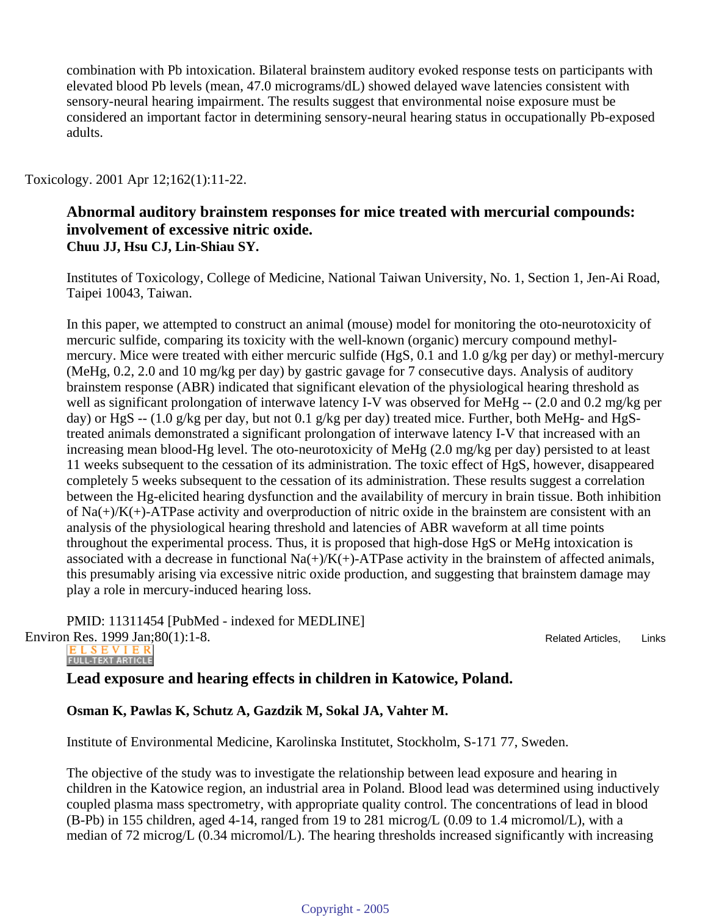combination with Pb intoxication. Bilateral brainstem auditory evoked response tests on participants with elevated blood Pb levels (mean, 47.0 micrograms/dL) showed delayed wave latencies consistent with sensory-neural hearing impairment. The results suggest that environmental noise exposure must be considered an important factor in determining sensory-neural hearing status in occupationally Pb-exposed adults.

Toxicology. 2001 Apr 12;162(1):11-22.

**Abnormal auditory brainstem responses for mice treated with mercurial compounds: involvement of excessive nitric oxide.**
**Chuu JJ, Hsu CJ, Lin-Shiau SY.**

Institutes of Toxicology, College of Medicine, National Taiwan University, No. 1, Section 1, Jen-Ai Road, Taipei 10043, Taiwan.

In this paper, we attempted to construct an animal (mouse) model for monitoring the oto-neurotoxicity of mercuric sulfide, comparing its toxicity with the well-known (organic) mercury compound methyl-mercury. Mice were treated with either mercuric sulfide (HgS, 0.1 and 1.0 g/kg per day) or methyl-mercury (MeHg, 0.2, 2.0 and 10 mg/kg per day) by gastric gavage for 7 consecutive days. Analysis of auditory brainstem response (ABR) indicated that significant elevation of the physiological hearing threshold as well as significant prolongation of interwave latency I-V was observed for MeHg -- (2.0 and 0.2 mg/kg per day) or HgS -- (1.0 g/kg per day, but not 0.1 g/kg per day) treated mice. Further, both MeHg- and HgS-treated animals demonstrated a significant prolongation of interwave latency I-V that increased with an increasing mean blood-Hg level. The oto-neurotoxicity of MeHg (2.0 mg/kg per day) persisted to at least 11 weeks subsequent to the cessation of its administration. The toxic effect of HgS, however, disappeared completely 5 weeks subsequent to the cessation of its administration. These results suggest a correlation between the Hg-elicited hearing dysfunction and the availability of mercury in brain tissue. Both inhibition of $Na^{+}/K^{+}$-ATPase activity and overproduction of nitric oxide in the brainstem are consistent with an analysis of the physiological hearing threshold and latencies of ABR waveform at all time points throughout the experimental process. Thus, it is proposed that high-dose HgS or MeHg intoxication is associated with a decrease in functional $Na^{+}/K^{+}$-ATPase activity in the brainstem of affected animals, this presumably arising via excessive nitric oxide production, and suggesting that brainstem damage may play a role in mercury-induced hearing loss.

PMID: 11311454 [PubMed - indexed for MEDLINE]

Environ Res. 1999 Jan;80(1):1-8.

**Lead exposure and hearing effects in children in Katowice, Poland.**

**Osman K, Pawlas K, Schutz A, Gazdzik M, Sokal JA, Vahter M.**

Institute of Environmental Medicine, Karolinska Institutet, Stockholm, S-171 77, Sweden.

The objective of the study was to investigate the relationship between lead exposure and hearing in children in the Katowice region, an industrial area in Poland. Blood lead was determined using inductively coupled plasma mass spectrometry, with appropriate quality control. The concentrations of lead in blood (B-Pb) in 155 children, aged 4-14, ranged from 19 to 281 microg/L (0.09 to 1.4 micromol/L), with a median of 72 microg/L (0.34 micromol/L). The hearing thresholds increased significantly with increasing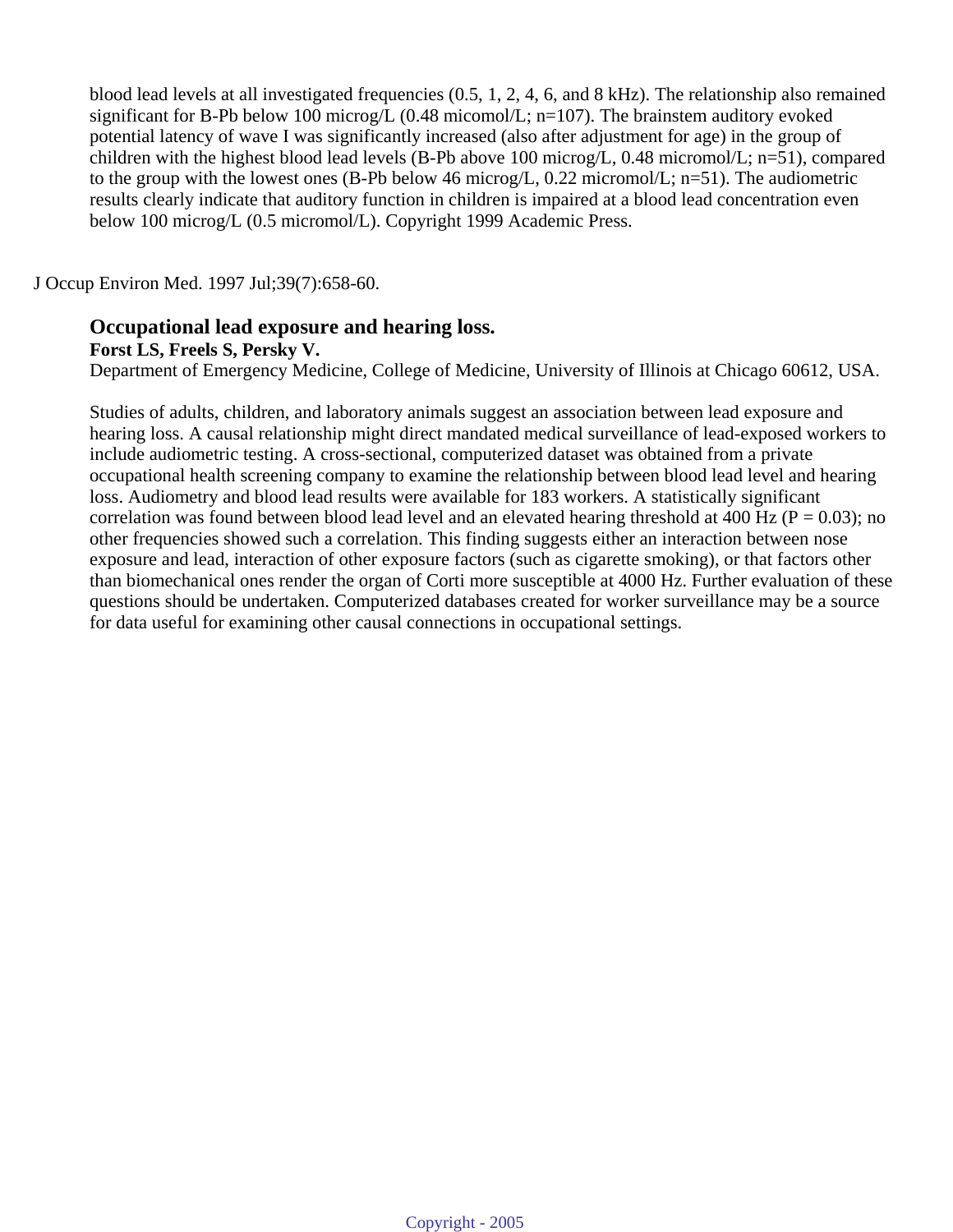blood lead levels at all investigated frequencies (0.5, 1, 2, 4, 6, and 8 kHz). The relationship also remained significant for B-Pb below 100 microg/L (0.48 micomol/L; n=107). The brainstem auditory evoked potential latency of wave I was significantly increased (also after adjustment for age) in the group of children with the highest blood lead levels (B-Pb above 100 microg/L, 0.48 micromol/L; n=51), compared to the group with the lowest ones (B-Pb below 46 microg/L, 0.22 micromol/L; n=51). The audiometric results clearly indicate that auditory function in children is impaired at a blood lead concentration even below 100 microg/L (0.5 micromol/L). Copyright 1999 Academic Press.

J Occup Environ Med. 1997 Jul;39(7):658-60.

### Occupational lead exposure and hearing loss.

**Forst LS, Freels S, Persky V.**

Department of Emergency Medicine, College of Medicine, University of Illinois at Chicago 60612, USA.

Studies of adults, children, and laboratory animals suggest an association between lead exposure and hearing loss. A causal relationship might direct mandated medical surveillance of lead-exposed workers to include audiometric testing. A cross-sectional, computerized dataset was obtained from a private occupational health screening company to examine the relationship between blood lead level and hearing loss. Audiometry and blood lead results were available for 183 workers. A statistically significant correlation was found between blood lead level and an elevated hearing threshold at 400 Hz (P = 0.03); no other frequencies showed such a correlation. This finding suggests either an interaction between nose exposure and lead, interaction of other exposure factors (such as cigarette smoking), or that factors other than biomechanical ones render the organ of Corti more susceptible at 4000 Hz. Further evaluation of these questions should be undertaken. Computerized databases created for worker surveillance may be a source for data useful for examining other causal connections in occupational settings.